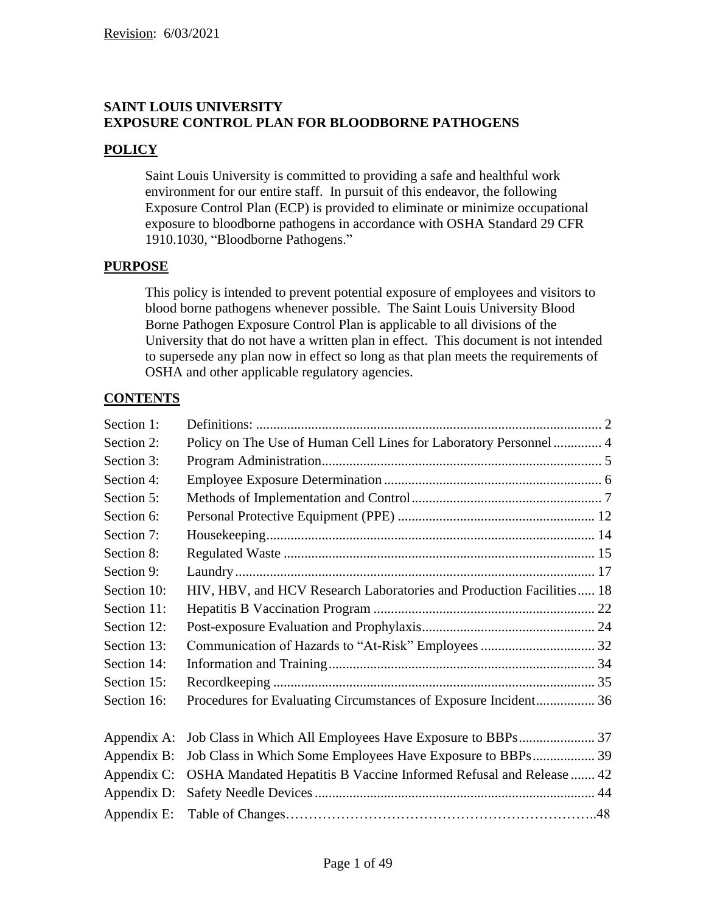Revision: 6/03/2021

# SAINT LOUIS UNIVERSITY
# EXPOSURE CONTROL PLAN FOR BLOODBORNE PATHOGENS

## POLICY

Saint Louis University is committed to providing a safe and healthful work environment for our entire staff. In pursuit of this endeavor, the following Exposure Control Plan (ECP) is provided to eliminate or minimize occupational exposure to bloodborne pathogens in accordance with OSHA Standard 29 CFR 1910.1030, "Bloodborne Pathogens."

## PURPOSE

This policy is intended to prevent potential exposure of employees and visitors to blood borne pathogens whenever possible. The Saint Louis University Blood Borne Pathogen Exposure Control Plan is applicable to all divisions of the University that do not have a written plan in effect. This document is not intended to supersede any plan now in effect so long as that plan meets the requirements of OSHA and other applicable regulatory agencies.

## CONTENTS

| | | |
|---|---|---|
| Section 1: | Definitions: | 2 |
| Section 2: | Policy on The Use of Human Cell Lines for Laboratory Personnel | 4 |
| Section 3: | Program Administration | 5 |
| Section 4: | Employee Exposure Determination | 6 |
| Section 5: | Methods of Implementation and Control | 7 |
| Section 6: | Personal Protective Equipment (PPE) | 12 |
| Section 7: | Housekeeping | 14 |
| Section 8: | Regulated Waste | 15 |
| Section 9: | Laundry | 17 |
| Section 10: | HIV, HBV, and HCV Research Laboratories and Production Facilities | 18 |
| Section 11: | Hepatitis B Vaccination Program | 22 |
| Section 12: | Post-exposure Evaluation and Prophylaxis | 24 |
| Section 13: | Communication of Hazards to "At-Risk" Employees | 32 |
| Section 14: | Information and Training | 34 |
| Section 15: | Recordkeeping | 35 |
| Section 16: | Procedures for Evaluating Circumstances of Exposure Incident | 36 |
| Appendix A: | Job Class in Which All Employees Have Exposure to BBPs | 37 |
| Appendix B: | Job Class in Which Some Employees Have Exposure to BBPs | 39 |
| Appendix C: | OSHA Mandated Hepatitis B Vaccine Informed Refusal and Release | 42 |
| Appendix D: | Safety Needle Devices | 44 |
| Appendix E: | Table of Changes | 48 |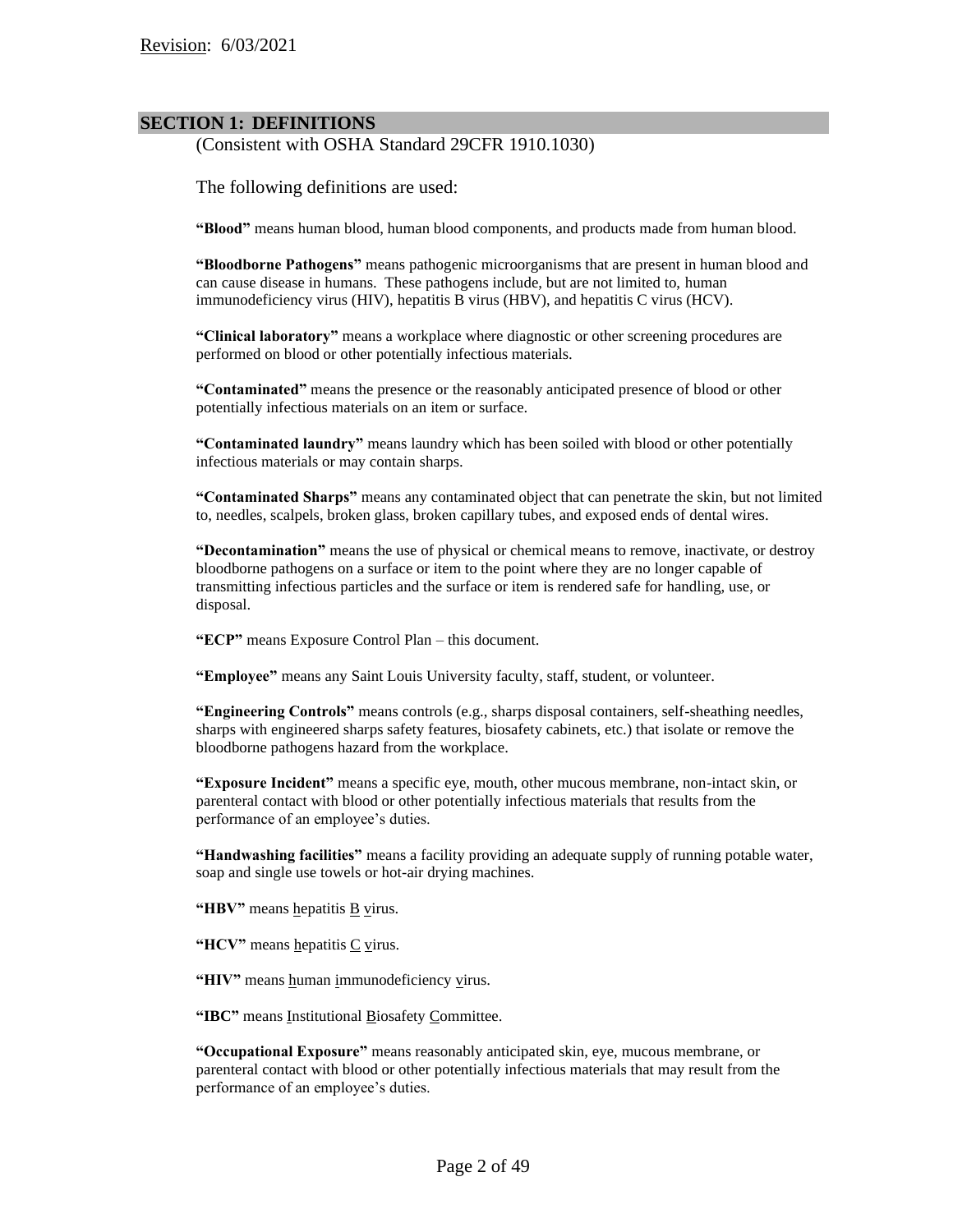Revision: 6/03/2021

## SECTION 1: DEFINITIONS

(Consistent with OSHA Standard 29CFR 1910.1030)

The following definitions are used:

**"Blood"** means human blood, human blood components, and products made from human blood.

**"Bloodborne Pathogens"** means pathogenic microorganisms that are present in human blood and can cause disease in humans. These pathogens include, but are not limited to, human immunodeficiency virus (HIV), hepatitis B virus (HBV), and hepatitis C virus (HCV).

**"Clinical laboratory"** means a workplace where diagnostic or other screening procedures are performed on blood or other potentially infectious materials.

**"Contaminated"** means the presence or the reasonably anticipated presence of blood or other potentially infectious materials on an item or surface.

**"Contaminated laundry"** means laundry which has been soiled with blood or other potentially infectious materials or may contain sharps.

**"Contaminated Sharps"** means any contaminated object that can penetrate the skin, but not limited to, needles, scalpels, broken glass, broken capillary tubes, and exposed ends of dental wires.

**"Decontamination"** means the use of physical or chemical means to remove, inactivate, or destroy bloodborne pathogens on a surface or item to the point where they are no longer capable of transmitting infectious particles and the surface or item is rendered safe for handling, use, or disposal.

**"ECP"** means Exposure Control Plan – this document.

**"Employee"** means any Saint Louis University faculty, staff, student, or volunteer.

**"Engineering Controls"** means controls (e.g., sharps disposal containers, self-sheathing needles, sharps with engineered sharps safety features, biosafety cabinets, etc.) that isolate or remove the bloodborne pathogens hazard from the workplace.

**"Exposure Incident"** means a specific eye, mouth, other mucous membrane, non-intact skin, or parenteral contact with blood or other potentially infectious materials that results from the performance of an employee's duties.

**"Handwashing facilities"** means a facility providing an adequate supply of running potable water, soap and single use towels or hot-air drying machines.

**"HBV"** means hepatitis B virus.

**"HCV"** means hepatitis C virus.

**"HIV"** means human immunodeficiency virus.

**"IBC"** means Institutional Biosafety Committee.

**"Occupational Exposure"** means reasonably anticipated skin, eye, mucous membrane, or parenteral contact with blood or other potentially infectious materials that may result from the performance of an employee's duties.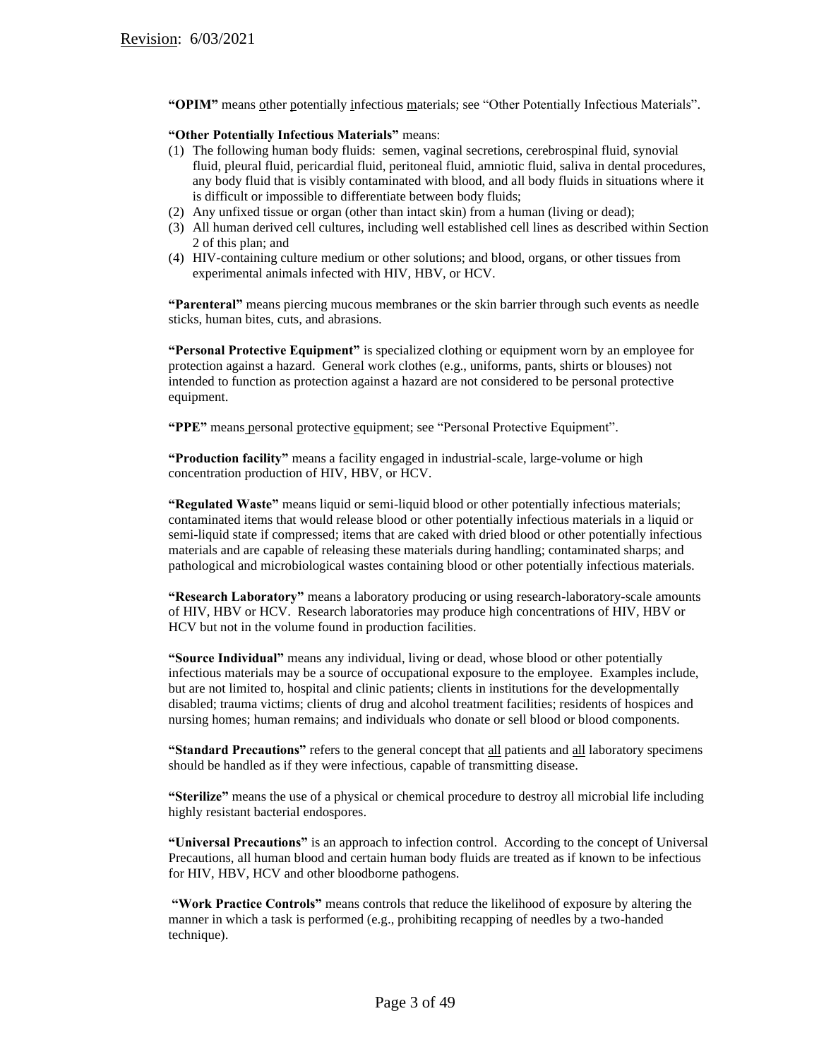**"OPIM"** means other potentially infectious materials; see "Other Potentially Infectious Materials".

**"Other Potentially Infectious Materials"** means:

1. The following human body fluids: semen, vaginal secretions, cerebrospinal fluid, synovial fluid, pleural fluid, pericardial fluid, peritoneal fluid, amniotic fluid, saliva in dental procedures, any body fluid that is visibly contaminated with blood, and all body fluids in situations where it is difficult or impossible to differentiate between body fluids;
2. Any unfixed tissue or organ (other than intact skin) from a human (living or dead);
3. All human derived cell cultures, including well established cell lines as described within Section 2 of this plan; and
4. HIV-containing culture medium or other solutions; and blood, organs, or other tissues from experimental animals infected with HIV, HBV, or HCV.

**"Parenteral"** means piercing mucous membranes or the skin barrier through such events as needle sticks, human bites, cuts, and abrasions.

**"Personal Protective Equipment"** is specialized clothing or equipment worn by an employee for protection against a hazard. General work clothes (e.g., uniforms, pants, shirts or blouses) not intended to function as protection against a hazard are not considered to be personal protective equipment.

**"PPE"** means personal protective equipment; see "Personal Protective Equipment".

**"Production facility"** means a facility engaged in industrial-scale, large-volume or high concentration production of HIV, HBV, or HCV.

**"Regulated Waste"** means liquid or semi-liquid blood or other potentially infectious materials; contaminated items that would release blood or other potentially infectious materials in a liquid or semi-liquid state if compressed; items that are caked with dried blood or other potentially infectious materials and are capable of releasing these materials during handling; contaminated sharps; and pathological and microbiological wastes containing blood or other potentially infectious materials.

**"Research Laboratory"** means a laboratory producing or using research-laboratory-scale amounts of HIV, HBV or HCV. Research laboratories may produce high concentrations of HIV, HBV or HCV but not in the volume found in production facilities.

**"Source Individual"** means any individual, living or dead, whose blood or other potentially infectious materials may be a source of occupational exposure to the employee. Examples include, but are not limited to, hospital and clinic patients; clients in institutions for the developmentally disabled; trauma victims; clients of drug and alcohol treatment facilities; residents of hospices and nursing homes; human remains; and individuals who donate or sell blood or blood components.

**"Standard Precautions"** refers to the general concept that all patients and all laboratory specimens should be handled as if they were infectious, capable of transmitting disease.

**"Sterilize"** means the use of a physical or chemical procedure to destroy all microbial life including highly resistant bacterial endospores.

**"Universal Precautions"** is an approach to infection control. According to the concept of Universal Precautions, all human blood and certain human body fluids are treated as if known to be infectious for HIV, HBV, HCV and other bloodborne pathogens.

**"Work Practice Controls"** means controls that reduce the likelihood of exposure by altering the manner in which a task is performed (e.g., prohibiting recapping of needles by a two-handed technique).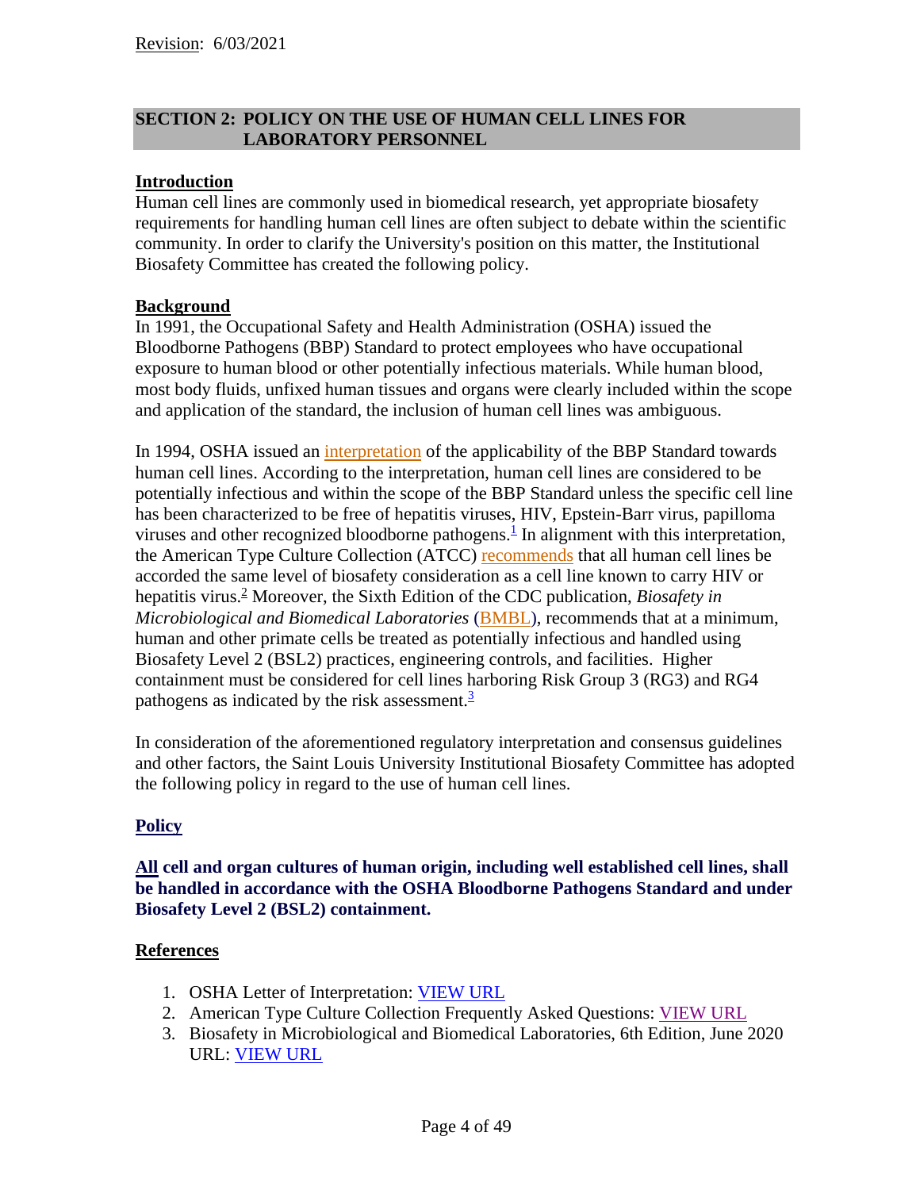Revision: 6/03/2021

## SECTION 2: POLICY ON THE USE OF HUMAN CELL LINES FOR LABORATORY PERSONNEL

### Introduction

Human cell lines are commonly used in biomedical research, yet appropriate biosafety requirements for handling human cell lines are often subject to debate within the scientific community. In order to clarify the University's position on this matter, the Institutional Biosafety Committee has created the following policy.

### Background

In 1991, the Occupational Safety and Health Administration (OSHA) issued the Bloodborne Pathogens (BBP) Standard to protect employees who have occupational exposure to human blood or other potentially infectious materials. While human blood, most body fluids, unfixed human tissues and organs were clearly included within the scope and application of the standard, the inclusion of human cell lines was ambiguous.

In 1994, OSHA issued an interpretation of the applicability of the BBP Standard towards human cell lines. According to the interpretation, human cell lines are considered to be potentially infectious and within the scope of the BBP Standard unless the specific cell line has been characterized to be free of hepatitis viruses, HIV, Epstein-Barr virus, papilloma viruses and other recognized bloodborne pathogens.[1] In alignment with this interpretation, the American Type Culture Collection (ATCC) recommends that all human cell lines be accorded the same level of biosafety consideration as a cell line known to carry HIV or hepatitis virus.[2] Moreover, the Sixth Edition of the CDC publication, *Biosafety in Microbiological and Biomedical Laboratories* (BMBL), recommends that at a minimum, human and other primate cells be treated as potentially infectious and handled using Biosafety Level 2 (BSL2) practices, engineering controls, and facilities. Higher containment must be considered for cell lines harboring Risk Group 3 (RG3) and RG4 pathogens as indicated by the risk assessment.[3]

In consideration of the aforementioned regulatory interpretation and consensus guidelines and other factors, the Saint Louis University Institutional Biosafety Committee has adopted the following policy in regard to the use of human cell lines.

### Policy

**All cell and organ cultures of human origin, including well established cell lines, shall be handled in accordance with the OSHA Bloodborne Pathogens Standard and under Biosafety Level 2 (BSL2) containment.**

### References

1. OSHA Letter of Interpretation: VIEW URL
2. American Type Culture Collection Frequently Asked Questions: VIEW URL
3. Biosafety in Microbiological and Biomedical Laboratories, 6th Edition, June 2020 URL: VIEW URL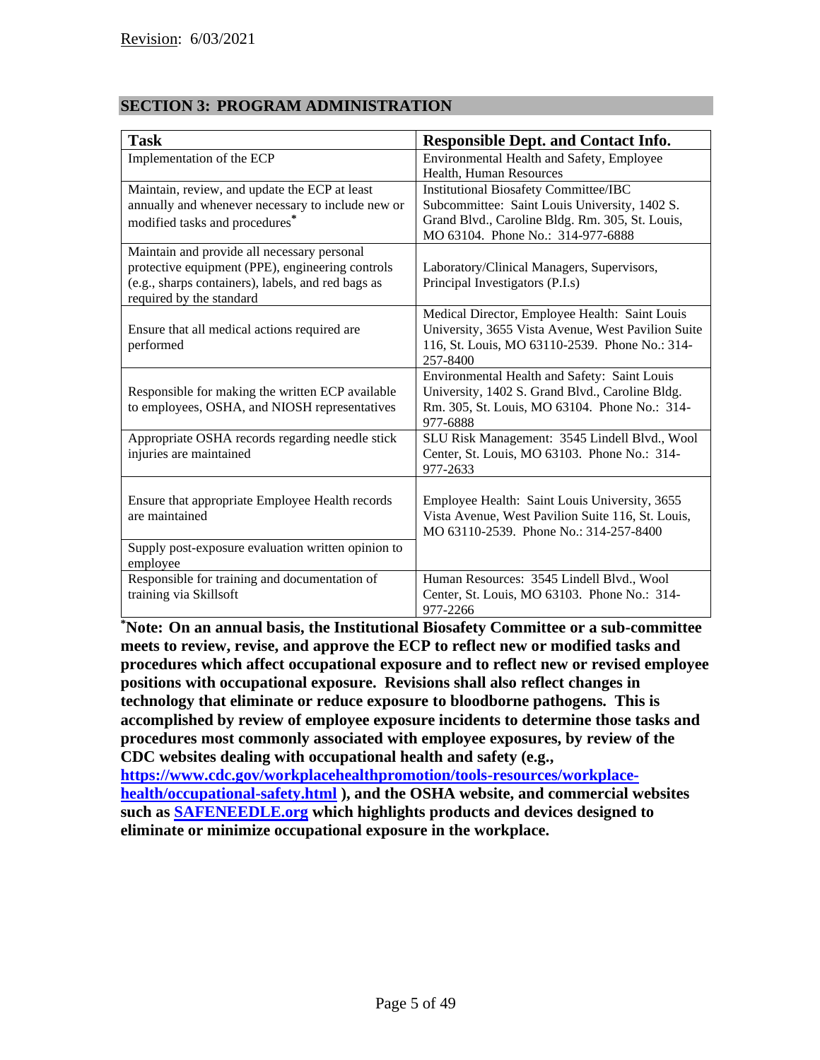Revision: 6/03/2021

## SECTION 3: PROGRAM ADMINISTRATION

| Task | Responsible Dept. and Contact Info. |
| --- | --- |
| Implementation of the ECP | Environmental Health and Safety, Employee Health, Human Resources |
| Maintain, review, and update the ECP at least annually and whenever necessary to include new or modified tasks and procedures* | Institutional Biosafety Committee/IBC Subcommittee: Saint Louis University, 1402 S. Grand Blvd., Caroline Bldg. Rm. 305, St. Louis, MO 63104. Phone No.: 314-977-6888 |
| Maintain and provide all necessary personal protective equipment (PPE), engineering controls (e.g., sharps containers), labels, and red bags as required by the standard | Laboratory/Clinical Managers, Supervisors, Principal Investigators (P.I.s) |
| Ensure that all medical actions required are performed | Medical Director, Employee Health: Saint Louis University, 3655 Vista Avenue, West Pavilion Suite 116, St. Louis, MO 63110-2539. Phone No.: 314-257-8400 |
| Responsible for making the written ECP available to employees, OSHA, and NIOSH representatives | Environmental Health and Safety: Saint Louis University, 1402 S. Grand Blvd., Caroline Bldg. Rm. 305, St. Louis, MO 63104. Phone No.: 314-977-6888 |
| Appropriate OSHA records regarding needle stick injuries are maintained | SLU Risk Management: 3545 Lindell Blvd., Wool Center, St. Louis, MO 63103. Phone No.: 314-977-2633 |
| Ensure that appropriate Employee Health records are maintained | Employee Health: Saint Louis University, 3655 Vista Avenue, West Pavilion Suite 116, St. Louis, MO 63110-2539. Phone No.: 314-257-8400 |
| Supply post-exposure evaluation written opinion to employee | |
| Responsible for training and documentation of training via Skillsoft | Human Resources: 3545 Lindell Blvd., Wool Center, St. Louis, MO 63103. Phone No.: 314-977-2266 |

**\*Note: On an annual basis, the Institutional Biosafety Committee or a sub-committee meets to review, revise, and approve the ECP to reflect new or modified tasks and procedures which affect occupational exposure and to reflect new or revised employee positions with occupational exposure. Revisions shall also reflect changes in technology that eliminate or reduce exposure to bloodborne pathogens. This is accomplished by review of employee exposure incidents to determine those tasks and procedures most commonly associated with employee exposures, by review of the CDC websites dealing with occupational health and safety (e.g., [https://www.cdc.gov/workplacehealthpromotion/tools-resources/workplace-health/occupational-safety.html](https://www.cdc.gov/workplacehealthpromotion/tools-resources/workplace-health/occupational-safety.html) ), and the OSHA website, and commercial websites such as [SAFENEEDLE.org](http://SAFENEEDLE.org) which highlights products and devices designed to eliminate or minimize occupational exposure in the workplace.**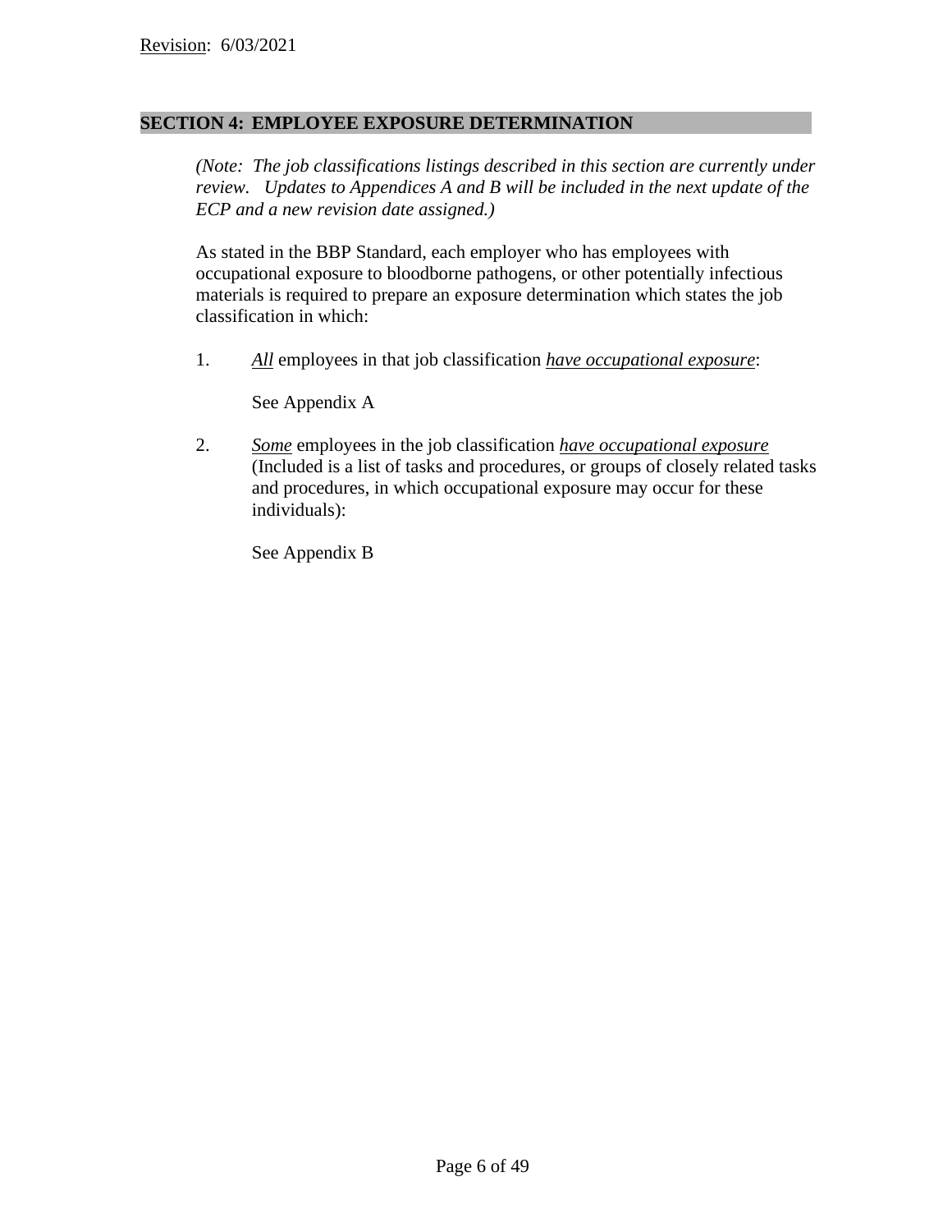Revision: 6/03/2021

## SECTION 4: EMPLOYEE EXPOSURE DETERMINATION

*(Note: The job classifications listings described in this section are currently under review. Updates to Appendices A and B will be included in the next update of the ECP and a new revision date assigned.)*

As stated in the BBP Standard, each employer who has employees with occupational exposure to bloodborne pathogens, or other potentially infectious materials is required to prepare an exposure determination which states the job classification in which:

1. ***All*** employees in that job classification ***have occupational exposure***:

   See Appendix A

2. ***Some*** employees in the job classification ***have occupational exposure*** (Included is a list of tasks and procedures, or groups of closely related tasks and procedures, in which occupational exposure may occur for these individuals):

   See Appendix B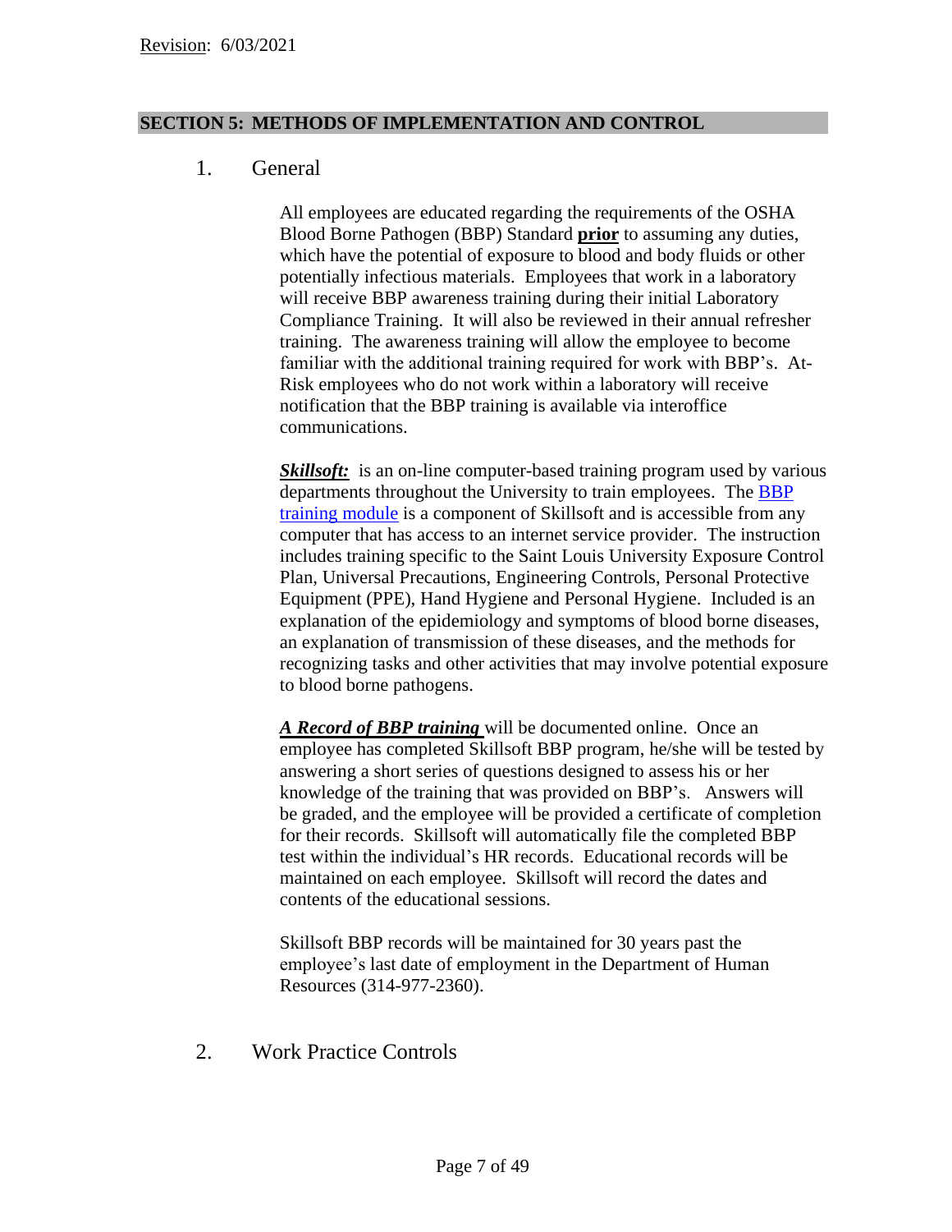Revision: 6/03/2021

## SECTION 5: METHODS OF IMPLEMENTATION AND CONTROL

### 1. General

All employees are educated regarding the requirements of the OSHA Blood Borne Pathogen (BBP) Standard **prior** to assuming any duties, which have the potential of exposure to blood and body fluids or other potentially infectious materials. Employees that work in a laboratory will receive BBP awareness training during their initial Laboratory Compliance Training. It will also be reviewed in their annual refresher training. The awareness training will allow the employee to become familiar with the additional training required for work with BBP's. At-Risk employees who do not work within a laboratory will receive notification that the BBP training is available via interoffice communications.

***Skillsoft:*** is an on-line computer-based training program used by various departments throughout the University to train employees. The BBP training module is a component of Skillsoft and is accessible from any computer that has access to an internet service provider. The instruction includes training specific to the Saint Louis University Exposure Control Plan, Universal Precautions, Engineering Controls, Personal Protective Equipment (PPE), Hand Hygiene and Personal Hygiene. Included is an explanation of the epidemiology and symptoms of blood borne diseases, an explanation of transmission of these diseases, and the methods for recognizing tasks and other activities that may involve potential exposure to blood borne pathogens.

***A Record of BBP training*** will be documented online. Once an employee has completed Skillsoft BBP program, he/she will be tested by answering a short series of questions designed to assess his or her knowledge of the training that was provided on BBP's. Answers will be graded, and the employee will be provided a certificate of completion for their records. Skillsoft will automatically file the completed BBP test within the individual's HR records. Educational records will be maintained on each employee. Skillsoft will record the dates and contents of the educational sessions.

Skillsoft BBP records will be maintained for 30 years past the employee's last date of employment in the Department of Human Resources (314-977-2360).

### 2. Work Practice Controls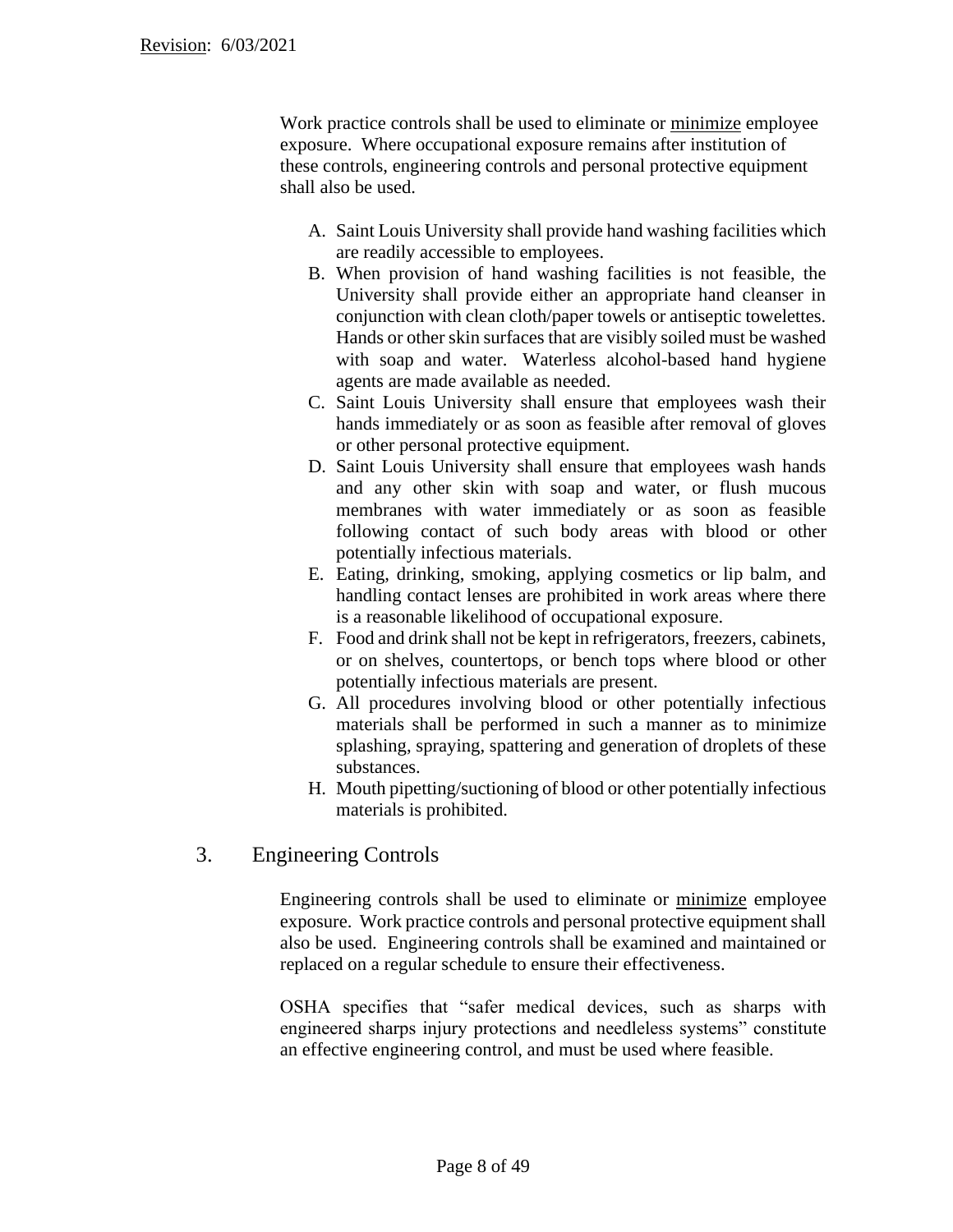Work practice controls shall be used to eliminate or <u>minimize</u> employee exposure. Where occupational exposure remains after institution of these controls, engineering controls and personal protective equipment shall also be used.

A. Saint Louis University shall provide hand washing facilities which are readily accessible to employees.
B. When provision of hand washing facilities is not feasible, the University shall provide either an appropriate hand cleanser in conjunction with clean cloth/paper towels or antiseptic towelettes. Hands or other skin surfaces that are visibly soiled must be washed with soap and water. Waterless alcohol-based hand hygiene agents are made available as needed.
C. Saint Louis University shall ensure that employees wash their hands immediately or as soon as feasible after removal of gloves or other personal protective equipment.
D. Saint Louis University shall ensure that employees wash hands and any other skin with soap and water, or flush mucous membranes with water immediately or as soon as feasible following contact of such body areas with blood or other potentially infectious materials.
E. Eating, drinking, smoking, applying cosmetics or lip balm, and handling contact lenses are prohibited in work areas where there is a reasonable likelihood of occupational exposure.
F. Food and drink shall not be kept in refrigerators, freezers, cabinets, or on shelves, countertops, or bench tops where blood or other potentially infectious materials are present.
G. All procedures involving blood or other potentially infectious materials shall be performed in such a manner as to minimize splashing, spraying, spattering and generation of droplets of these substances.
H. Mouth pipetting/suctioning of blood or other potentially infectious materials is prohibited.

## 3. Engineering Controls

Engineering controls shall be used to eliminate or <u>minimize</u> employee exposure. Work practice controls and personal protective equipment shall also be used. Engineering controls shall be examined and maintained or replaced on a regular schedule to ensure their effectiveness.

OSHA specifies that "safer medical devices, such as sharps with engineered sharps injury protections and needleless systems" constitute an effective engineering control, and must be used where feasible.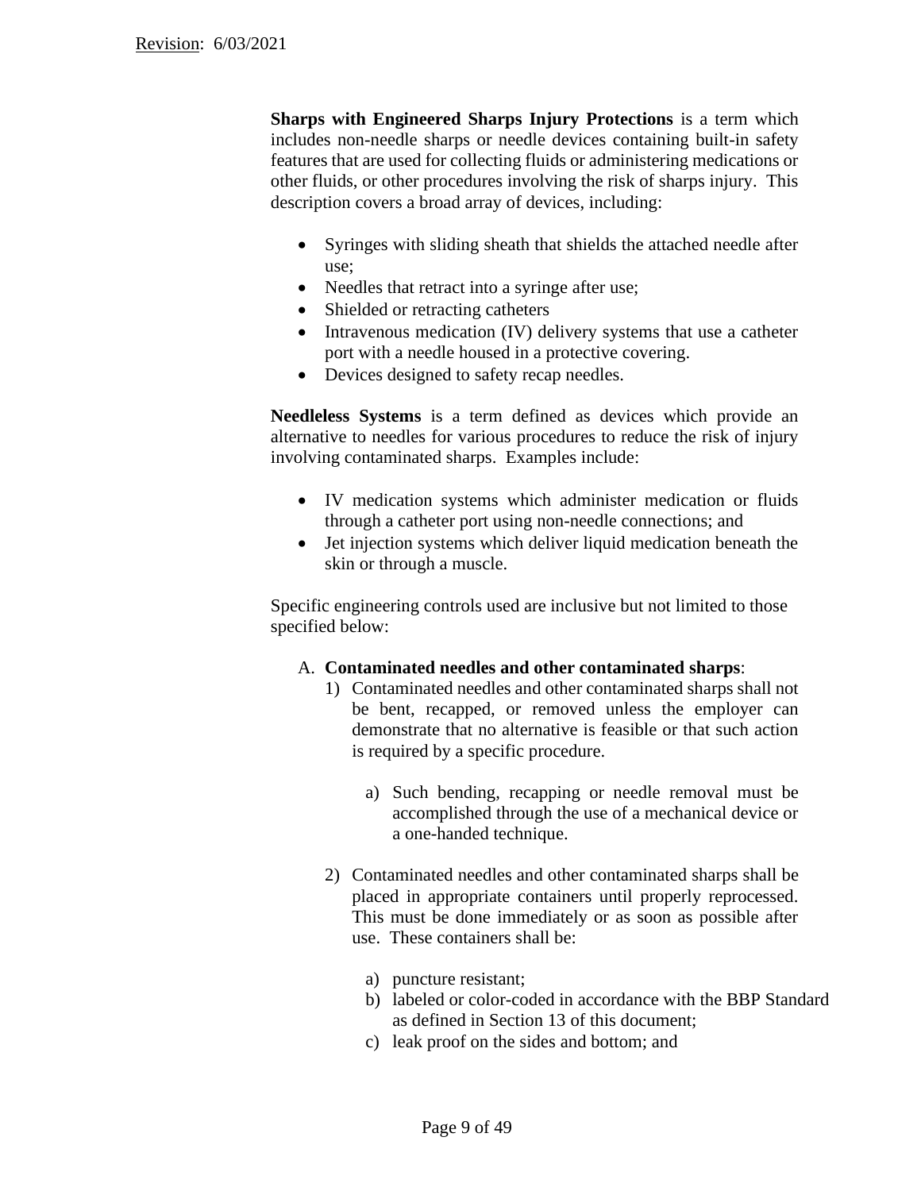**Sharps with Engineered Sharps Injury Protections** is a term which includes non-needle sharps or needle devices containing built-in safety features that are used for collecting fluids or administering medications or other fluids, or other procedures involving the risk of sharps injury. This description covers a broad array of devices, including:

- Syringes with sliding sheath that shields the attached needle after use;
- Needles that retract into a syringe after use;
- Shielded or retracting catheters
- Intravenous medication (IV) delivery systems that use a catheter port with a needle housed in a protective covering.
- Devices designed to safety recap needles.

**Needleless Systems** is a term defined as devices which provide an alternative to needles for various procedures to reduce the risk of injury involving contaminated sharps. Examples include:

- IV medication systems which administer medication or fluids through a catheter port using non-needle connections; and
- Jet injection systems which deliver liquid medication beneath the skin or through a muscle.

Specific engineering controls used are inclusive but not limited to those specified below:

A. **Contaminated needles and other contaminated sharps**:
   1) Contaminated needles and other contaminated sharps shall not be bent, recapped, or removed unless the employer can demonstrate that no alternative is feasible or that such action is required by a specific procedure.
      a) Such bending, recapping or needle removal must be accomplished through the use of a mechanical device or a one-handed technique.
   2) Contaminated needles and other contaminated sharps shall be placed in appropriate containers until properly reprocessed. This must be done immediately or as soon as possible after use. These containers shall be:
      a) puncture resistant;
      b) labeled or color-coded in accordance with the BBP Standard as defined in Section 13 of this document;
      c) leak proof on the sides and bottom; and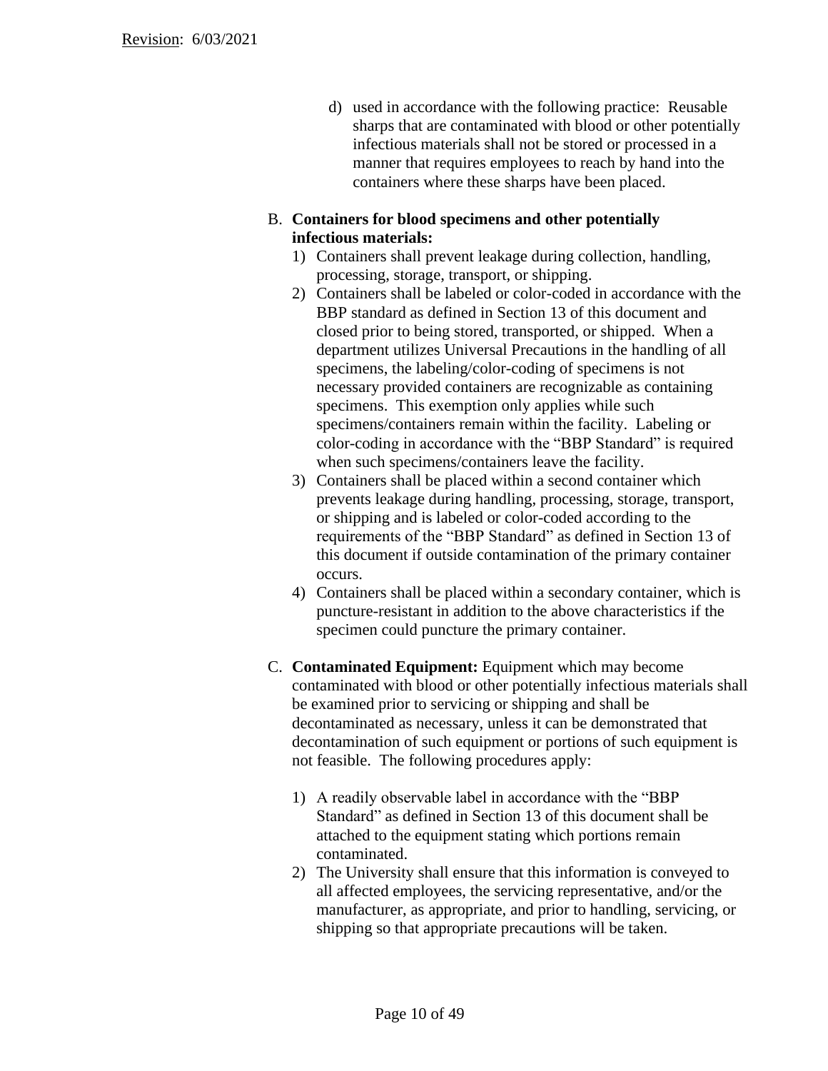d) used in accordance with the following practice: Reusable sharps that are contaminated with blood or other potentially infectious materials shall not be stored or processed in a manner that requires employees to reach by hand into the containers where these sharps have been placed.

B. **Containers for blood specimens and other potentially infectious materials:**

1) Containers shall prevent leakage during collection, handling, processing, storage, transport, or shipping.
2) Containers shall be labeled or color-coded in accordance with the BBP standard as defined in Section 13 of this document and closed prior to being stored, transported, or shipped. When a department utilizes Universal Precautions in the handling of all specimens, the labeling/color-coding of specimens is not necessary provided containers are recognizable as containing specimens. This exemption only applies while such specimens/containers remain within the facility. Labeling or color-coding in accordance with the "BBP Standard" is required when such specimens/containers leave the facility.
3) Containers shall be placed within a second container which prevents leakage during handling, processing, storage, transport, or shipping and is labeled or color-coded according to the requirements of the "BBP Standard" as defined in Section 13 of this document if outside contamination of the primary container occurs.
4) Containers shall be placed within a secondary container, which is puncture-resistant in addition to the above characteristics if the specimen could puncture the primary container.

C. **Contaminated Equipment:** Equipment which may become contaminated with blood or other potentially infectious materials shall be examined prior to servicing or shipping and shall be decontaminated as necessary, unless it can be demonstrated that decontamination of such equipment or portions of such equipment is not feasible. The following procedures apply:

1) A readily observable label in accordance with the "BBP Standard" as defined in Section 13 of this document shall be attached to the equipment stating which portions remain contaminated.
2) The University shall ensure that this information is conveyed to all affected employees, the servicing representative, and/or the manufacturer, as appropriate, and prior to handling, servicing, or shipping so that appropriate precautions will be taken.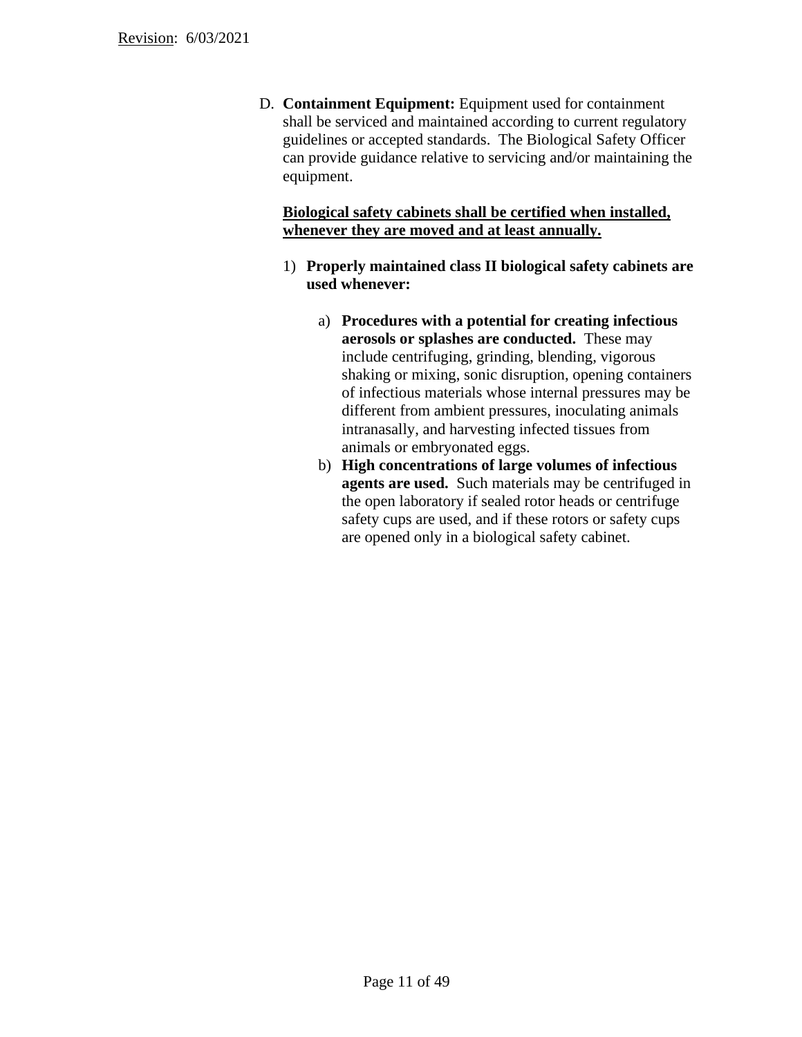D. **Containment Equipment:** Equipment used for containment shall be serviced and maintained according to current regulatory guidelines or accepted standards. The Biological Safety Officer can provide guidance relative to servicing and/or maintaining the equipment.

   **<u>Biological safety cabinets shall be certified when installed, whenever they are moved and at least annually.</u>**

   1) **Properly maintained class II biological safety cabinets are used whenever:**

      a) **Procedures with a potential for creating infectious aerosols or splashes are conducted.** These may include centrifuging, grinding, blending, vigorous shaking or mixing, sonic disruption, opening containers of infectious materials whose internal pressures may be different from ambient pressures, inoculating animals intranasally, and harvesting infected tissues from animals or embryonated eggs.
      b) **High concentrations of large volumes of infectious agents are used.** Such materials may be centrifuged in the open laboratory if sealed rotor heads or centrifuge safety cups are used, and if these rotors or safety cups are opened only in a biological safety cabinet.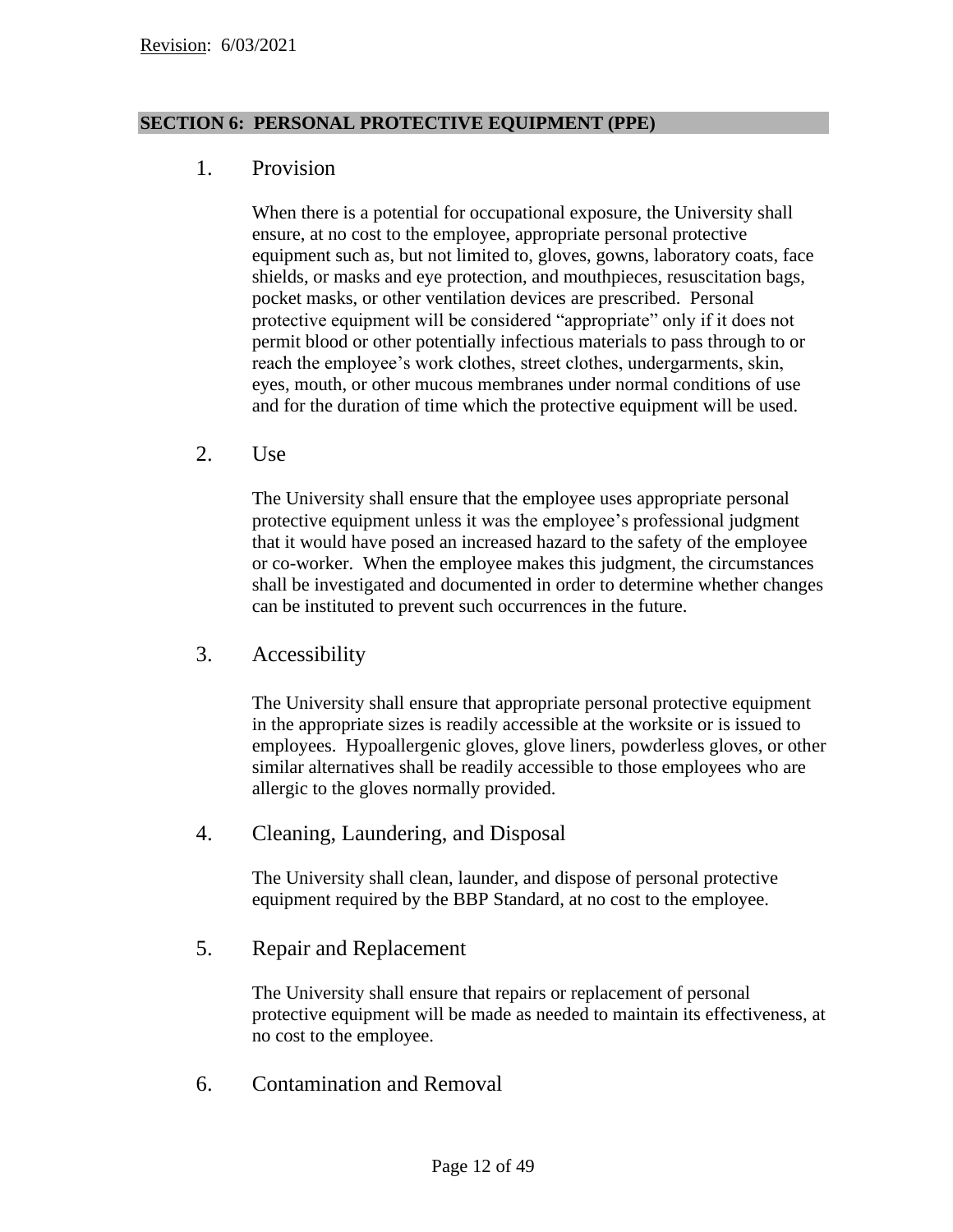## SECTION 6: PERSONAL PROTECTIVE EQUIPMENT (PPE)

### 1. Provision

When there is a potential for occupational exposure, the University shall ensure, at no cost to the employee, appropriate personal protective equipment such as, but not limited to, gloves, gowns, laboratory coats, face shields, or masks and eye protection, and mouthpieces, resuscitation bags, pocket masks, or other ventilation devices are prescribed. Personal protective equipment will be considered "appropriate" only if it does not permit blood or other potentially infectious materials to pass through to or reach the employee's work clothes, street clothes, undergarments, skin, eyes, mouth, or other mucous membranes under normal conditions of use and for the duration of time which the protective equipment will be used.

### 2. Use

The University shall ensure that the employee uses appropriate personal protective equipment unless it was the employee's professional judgment that it would have posed an increased hazard to the safety of the employee or co-worker. When the employee makes this judgment, the circumstances shall be investigated and documented in order to determine whether changes can be instituted to prevent such occurrences in the future.

### 3. Accessibility

The University shall ensure that appropriate personal protective equipment in the appropriate sizes is readily accessible at the worksite or is issued to employees. Hypoallergenic gloves, glove liners, powderless gloves, or other similar alternatives shall be readily accessible to those employees who are allergic to the gloves normally provided.

### 4. Cleaning, Laundering, and Disposal

The University shall clean, launder, and dispose of personal protective equipment required by the BBP Standard, at no cost to the employee.

### 5. Repair and Replacement

The University shall ensure that repairs or replacement of personal protective equipment will be made as needed to maintain its effectiveness, at no cost to the employee.

### 6. Contamination and Removal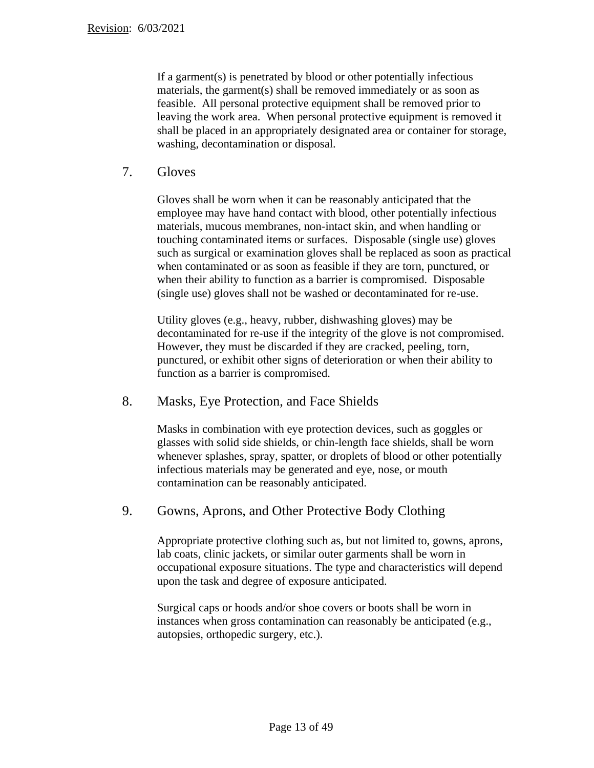If a garment(s) is penetrated by blood or other potentially infectious materials, the garment(s) shall be removed immediately or as soon as feasible. All personal protective equipment shall be removed prior to leaving the work area. When personal protective equipment is removed it shall be placed in an appropriately designated area or container for storage, washing, decontamination or disposal.

## 7. Gloves

Gloves shall be worn when it can be reasonably anticipated that the employee may have hand contact with blood, other potentially infectious materials, mucous membranes, non-intact skin, and when handling or touching contaminated items or surfaces. Disposable (single use) gloves such as surgical or examination gloves shall be replaced as soon as practical when contaminated or as soon as feasible if they are torn, punctured, or when their ability to function as a barrier is compromised. Disposable (single use) gloves shall not be washed or decontaminated for re-use.

Utility gloves (e.g., heavy, rubber, dishwashing gloves) may be decontaminated for re-use if the integrity of the glove is not compromised. However, they must be discarded if they are cracked, peeling, torn, punctured, or exhibit other signs of deterioration or when their ability to function as a barrier is compromised.

## 8. Masks, Eye Protection, and Face Shields

Masks in combination with eye protection devices, such as goggles or glasses with solid side shields, or chin-length face shields, shall be worn whenever splashes, spray, spatter, or droplets of blood or other potentially infectious materials may be generated and eye, nose, or mouth contamination can be reasonably anticipated.

## 9. Gowns, Aprons, and Other Protective Body Clothing

Appropriate protective clothing such as, but not limited to, gowns, aprons, lab coats, clinic jackets, or similar outer garments shall be worn in occupational exposure situations. The type and characteristics will depend upon the task and degree of exposure anticipated.

Surgical caps or hoods and/or shoe covers or boots shall be worn in instances when gross contamination can reasonably be anticipated (e.g., autopsies, orthopedic surgery, etc.).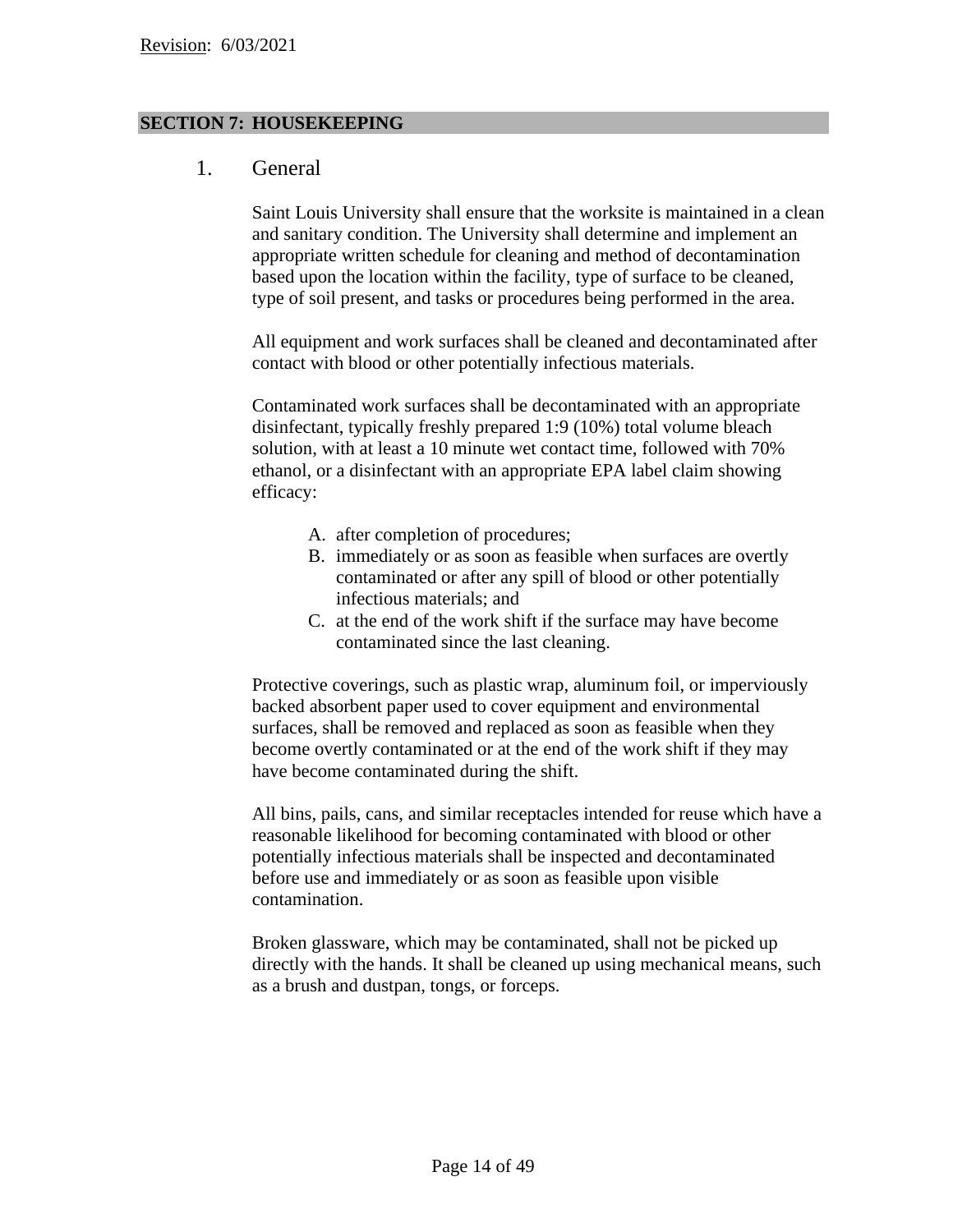Revision: 6/03/2021

## SECTION 7: HOUSEKEEPING

### 1. General

Saint Louis University shall ensure that the worksite is maintained in a clean and sanitary condition. The University shall determine and implement an appropriate written schedule for cleaning and method of decontamination based upon the location within the facility, type of surface to be cleaned, type of soil present, and tasks or procedures being performed in the area.

All equipment and work surfaces shall be cleaned and decontaminated after contact with blood or other potentially infectious materials.

Contaminated work surfaces shall be decontaminated with an appropriate disinfectant, typically freshly prepared 1:9 (10%) total volume bleach solution, with at least a 10 minute wet contact time, followed with 70% ethanol, or a disinfectant with an appropriate EPA label claim showing efficacy:

A. after completion of procedures;
B. immediately or as soon as feasible when surfaces are overtly contaminated or after any spill of blood or other potentially infectious materials; and
C. at the end of the work shift if the surface may have become contaminated since the last cleaning.

Protective coverings, such as plastic wrap, aluminum foil, or imperviously backed absorbent paper used to cover equipment and environmental surfaces, shall be removed and replaced as soon as feasible when they become overtly contaminated or at the end of the work shift if they may have become contaminated during the shift.

All bins, pails, cans, and similar receptacles intended for reuse which have a reasonable likelihood for becoming contaminated with blood or other potentially infectious materials shall be inspected and decontaminated before use and immediately or as soon as feasible upon visible contamination.

Broken glassware, which may be contaminated, shall not be picked up directly with the hands. It shall be cleaned up using mechanical means, such as a brush and dustpan, tongs, or forceps.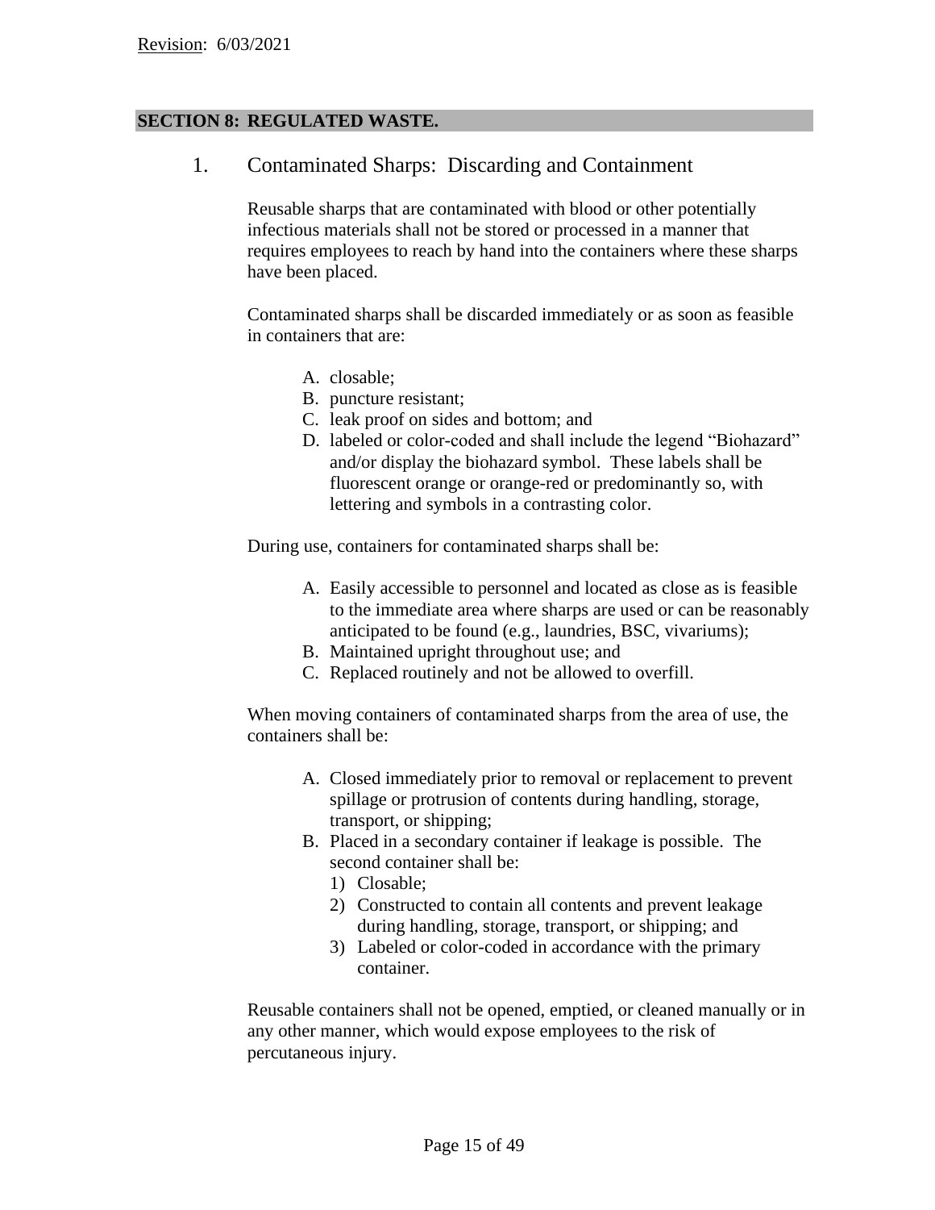## SECTION 8: REGULATED WASTE.

### 1. Contaminated Sharps: Discarding and Containment

Reusable sharps that are contaminated with blood or other potentially infectious materials shall not be stored or processed in a manner that requires employees to reach by hand into the containers where these sharps have been placed.

Contaminated sharps shall be discarded immediately or as soon as feasible in containers that are:

A. closable;
B. puncture resistant;
C. leak proof on sides and bottom; and
D. labeled or color-coded and shall include the legend "Biohazard" and/or display the biohazard symbol. These labels shall be fluorescent orange or orange-red or predominantly so, with lettering and symbols in a contrasting color.

During use, containers for contaminated sharps shall be:

A. Easily accessible to personnel and located as close as is feasible to the immediate area where sharps are used or can be reasonably anticipated to be found (e.g., laundries, BSC, vivariums);
B. Maintained upright throughout use; and
C. Replaced routinely and not be allowed to overfill.

When moving containers of contaminated sharps from the area of use, the containers shall be:

A. Closed immediately prior to removal or replacement to prevent spillage or protrusion of contents during handling, storage, transport, or shipping;
B. Placed in a secondary container if leakage is possible. The second container shall be:
   1) Closable;
   2) Constructed to contain all contents and prevent leakage during handling, storage, transport, or shipping; and
   3) Labeled or color-coded in accordance with the primary container.

Reusable containers shall not be opened, emptied, or cleaned manually or in any other manner, which would expose employees to the risk of percutaneous injury.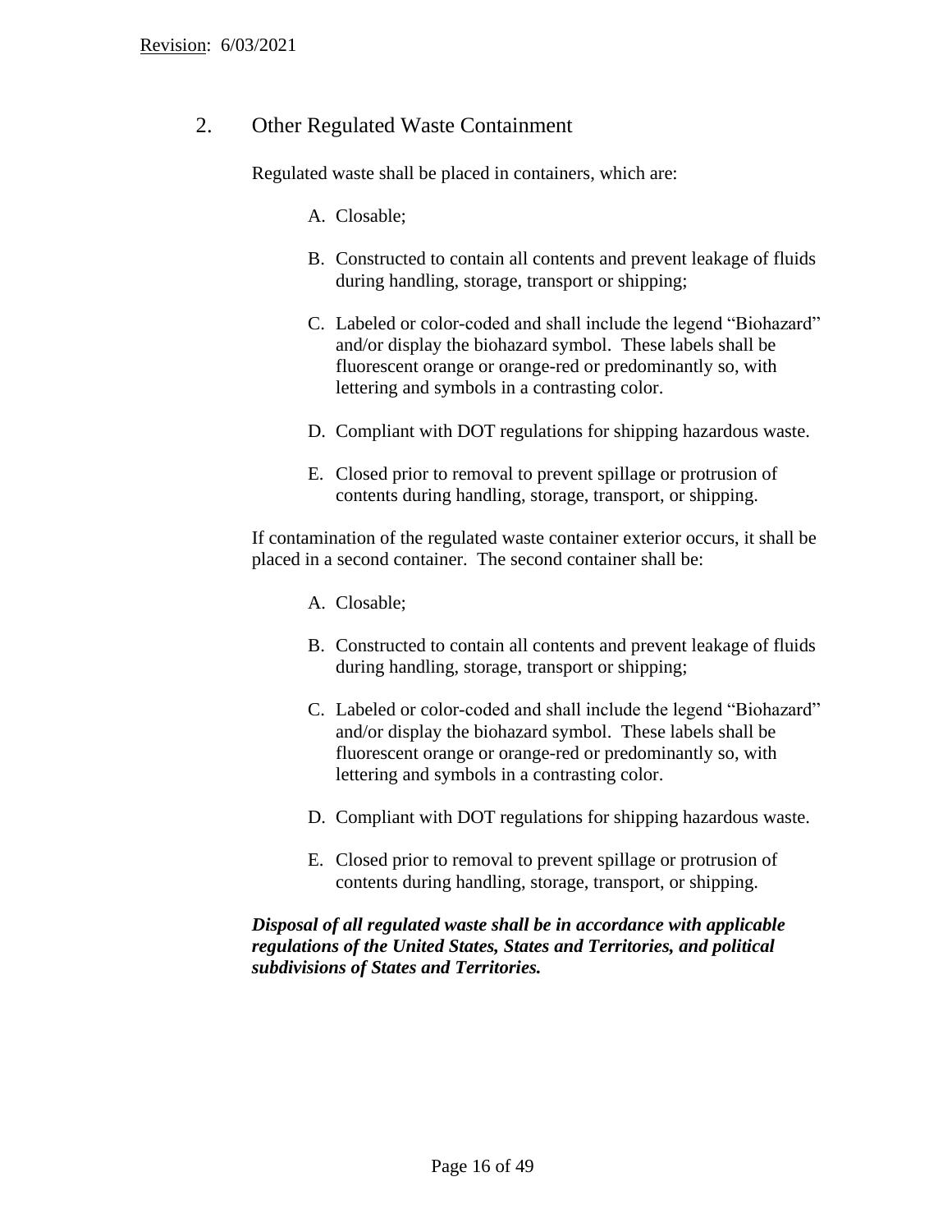## 2. Other Regulated Waste Containment

Regulated waste shall be placed in containers, which are:

A. Closable;

B. Constructed to contain all contents and prevent leakage of fluids during handling, storage, transport or shipping;

C. Labeled or color-coded and shall include the legend “Biohazard” and/or display the biohazard symbol. These labels shall be fluorescent orange or orange-red or predominantly so, with lettering and symbols in a contrasting color.

D. Compliant with DOT regulations for shipping hazardous waste.

E. Closed prior to removal to prevent spillage or protrusion of contents during handling, storage, transport, or shipping.

If contamination of the regulated waste container exterior occurs, it shall be placed in a second container. The second container shall be:

A. Closable;

B. Constructed to contain all contents and prevent leakage of fluids during handling, storage, transport or shipping;

C. Labeled or color-coded and shall include the legend “Biohazard” and/or display the biohazard symbol. These labels shall be fluorescent orange or orange-red or predominantly so, with lettering and symbols in a contrasting color.

D. Compliant with DOT regulations for shipping hazardous waste.

E. Closed prior to removal to prevent spillage or protrusion of contents during handling, storage, transport, or shipping.

***Disposal of all regulated waste shall be in accordance with applicable regulations of the United States, States and Territories, and political subdivisions of States and Territories.***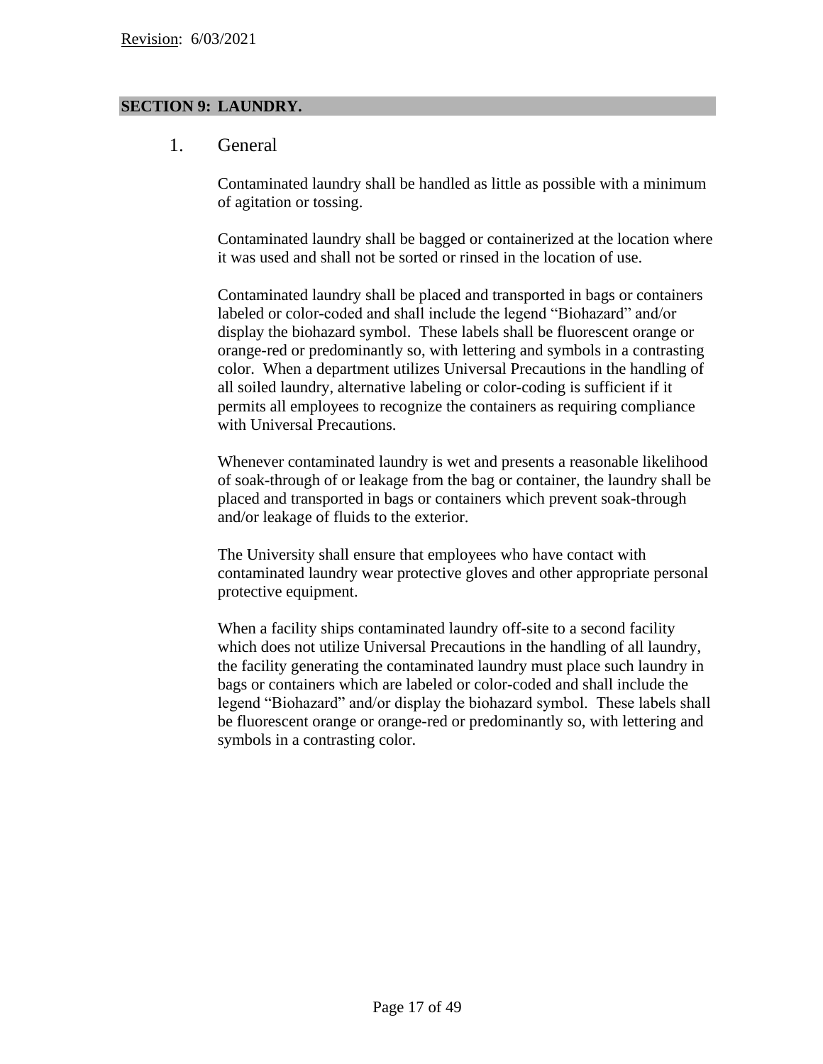## SECTION 9: LAUNDRY.

### 1. General

Contaminated laundry shall be handled as little as possible with a minimum of agitation or tossing.

Contaminated laundry shall be bagged or containerized at the location where it was used and shall not be sorted or rinsed in the location of use.

Contaminated laundry shall be placed and transported in bags or containers labeled or color-coded and shall include the legend "Biohazard" and/or display the biohazard symbol. These labels shall be fluorescent orange or orange-red or predominantly so, with lettering and symbols in a contrasting color. When a department utilizes Universal Precautions in the handling of all soiled laundry, alternative labeling or color-coding is sufficient if it permits all employees to recognize the containers as requiring compliance with Universal Precautions.

Whenever contaminated laundry is wet and presents a reasonable likelihood of soak-through of or leakage from the bag or container, the laundry shall be placed and transported in bags or containers which prevent soak-through and/or leakage of fluids to the exterior.

The University shall ensure that employees who have contact with contaminated laundry wear protective gloves and other appropriate personal protective equipment.

When a facility ships contaminated laundry off-site to a second facility which does not utilize Universal Precautions in the handling of all laundry, the facility generating the contaminated laundry must place such laundry in bags or containers which are labeled or color-coded and shall include the legend "Biohazard" and/or display the biohazard symbol. These labels shall be fluorescent orange or orange-red or predominantly so, with lettering and symbols in a contrasting color.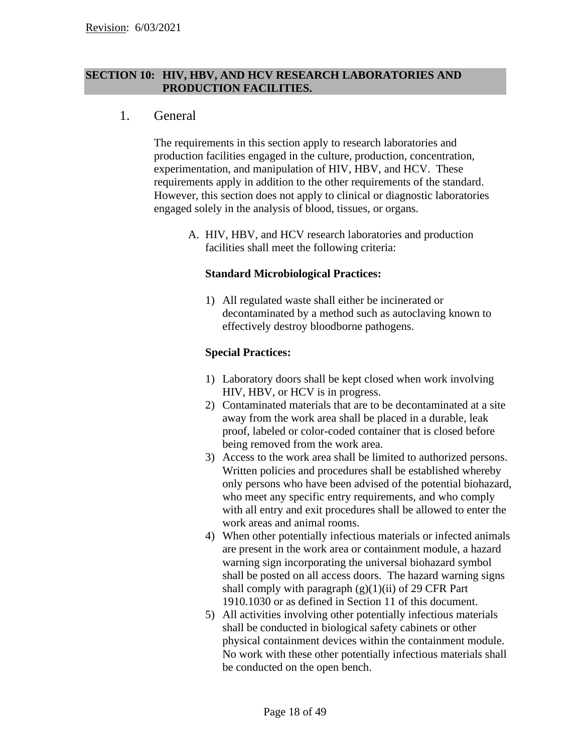Revision: 6/03/2021

## SECTION 10: HIV, HBV, AND HCV RESEARCH LABORATORIES AND PRODUCTION FACILITIES.

1. General

The requirements in this section apply to research laboratories and production facilities engaged in the culture, production, concentration, experimentation, and manipulation of HIV, HBV, and HCV. These requirements apply in addition to the other requirements of the standard. However, this section does not apply to clinical or diagnostic laboratories engaged solely in the analysis of blood, tissues, or organs.

A. HIV, HBV, and HCV research laboratories and production facilities shall meet the following criteria:

**Standard Microbiological Practices:**

1) All regulated waste shall either be incinerated or decontaminated by a method such as autoclaving known to effectively destroy bloodborne pathogens.

**Special Practices:**

1) Laboratory doors shall be kept closed when work involving HIV, HBV, or HCV is in progress.
2) Contaminated materials that are to be decontaminated at a site away from the work area shall be placed in a durable, leak proof, labeled or color-coded container that is closed before being removed from the work area.
3) Access to the work area shall be limited to authorized persons. Written policies and procedures shall be established whereby only persons who have been advised of the potential biohazard, who meet any specific entry requirements, and who comply with all entry and exit procedures shall be allowed to enter the work areas and animal rooms.
4) When other potentially infectious materials or infected animals are present in the work area or containment module, a hazard warning sign incorporating the universal biohazard symbol shall be posted on all access doors. The hazard warning signs shall comply with paragraph (g)(1)(ii) of 29 CFR Part 1910.1030 or as defined in Section 11 of this document.
5) All activities involving other potentially infectious materials shall be conducted in biological safety cabinets or other physical containment devices within the containment module. No work with these other potentially infectious materials shall be conducted on the open bench.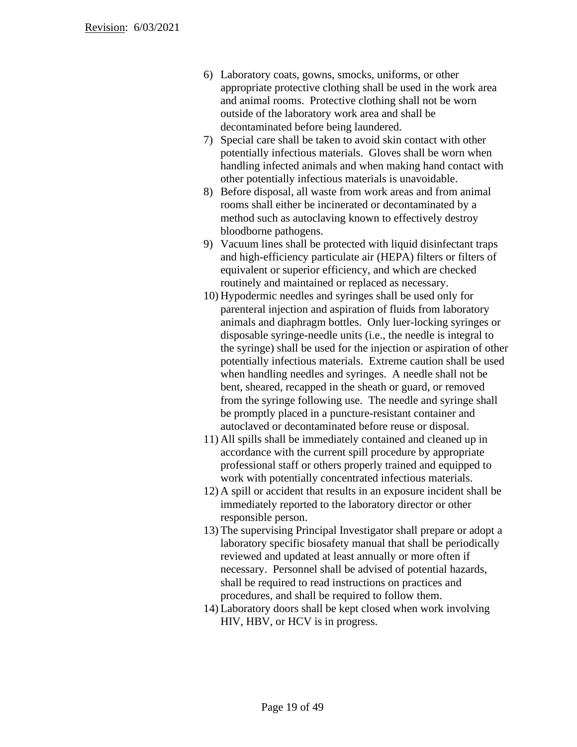6) Laboratory coats, gowns, smocks, uniforms, or other appropriate protective clothing shall be used in the work area and animal rooms. Protective clothing shall not be worn outside of the laboratory work area and shall be decontaminated before being laundered.
7) Special care shall be taken to avoid skin contact with other potentially infectious materials. Gloves shall be worn when handling infected animals and when making hand contact with other potentially infectious materials is unavoidable.
8) Before disposal, all waste from work areas and from animal rooms shall either be incinerated or decontaminated by a method such as autoclaving known to effectively destroy bloodborne pathogens.
9) Vacuum lines shall be protected with liquid disinfectant traps and high-efficiency particulate air (HEPA) filters or filters of equivalent or superior efficiency, and which are checked routinely and maintained or replaced as necessary.
10) Hypodermic needles and syringes shall be used only for parenteral injection and aspiration of fluids from laboratory animals and diaphragm bottles. Only luer-locking syringes or disposable syringe-needle units (i.e., the needle is integral to the syringe) shall be used for the injection or aspiration of other potentially infectious materials. Extreme caution shall be used when handling needles and syringes. A needle shall not be bent, sheared, recapped in the sheath or guard, or removed from the syringe following use. The needle and syringe shall be promptly placed in a puncture-resistant container and autoclaved or decontaminated before reuse or disposal.
11) All spills shall be immediately contained and cleaned up in accordance with the current spill procedure by appropriate professional staff or others properly trained and equipped to work with potentially concentrated infectious materials.
12) A spill or accident that results in an exposure incident shall be immediately reported to the laboratory director or other responsible person.
13) The supervising Principal Investigator shall prepare or adopt a laboratory specific biosafety manual that shall be periodically reviewed and updated at least annually or more often if necessary. Personnel shall be advised of potential hazards, shall be required to read instructions on practices and procedures, and shall be required to follow them.
14) Laboratory doors shall be kept closed when work involving HIV, HBV, or HCV is in progress.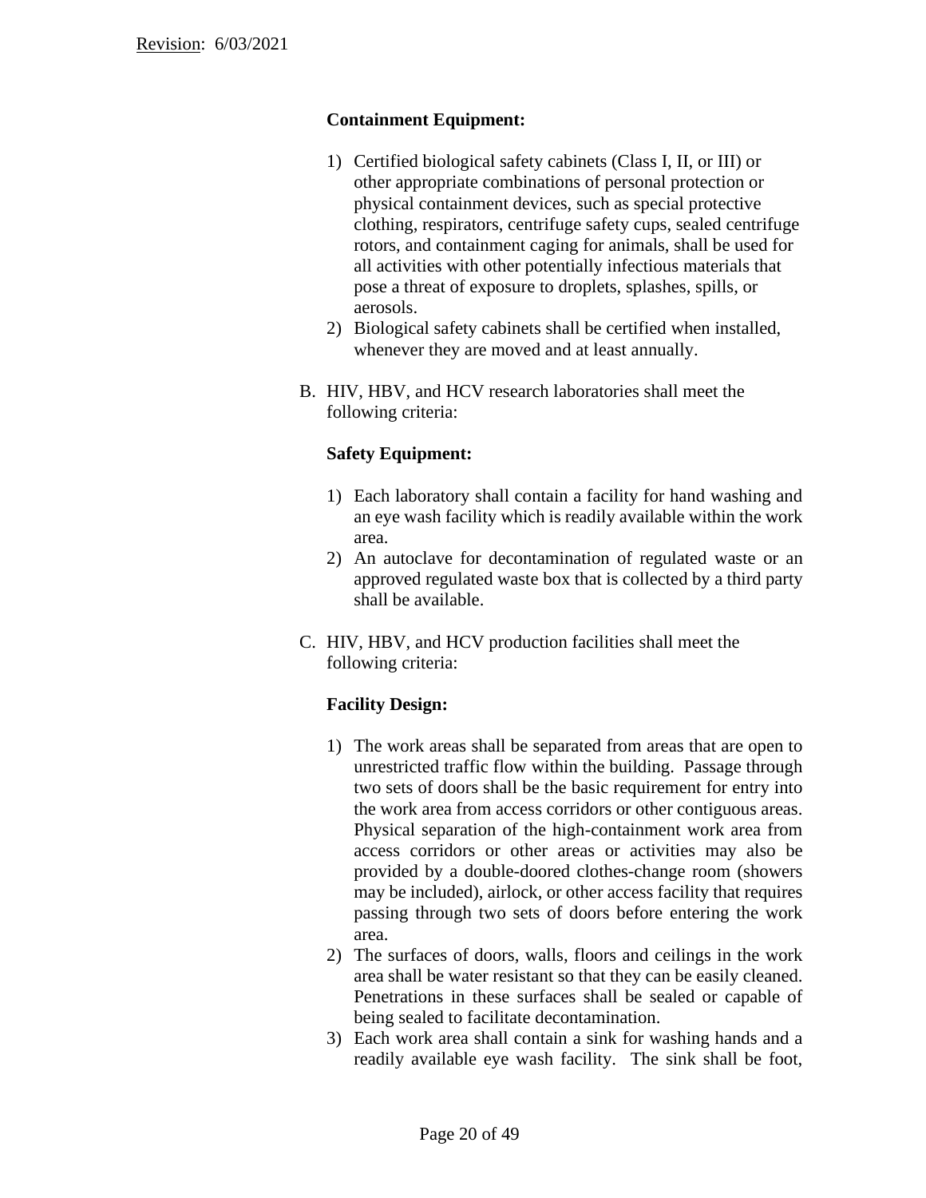**Containment Equipment:**

1) Certified biological safety cabinets (Class I, II, or III) or other appropriate combinations of personal protection or physical containment devices, such as special protective clothing, respirators, centrifuge safety cups, sealed centrifuge rotors, and containment caging for animals, shall be used for all activities with other potentially infectious materials that pose a threat of exposure to droplets, splashes, spills, or aerosols.
2) Biological safety cabinets shall be certified when installed, whenever they are moved and at least annually.

B. HIV, HBV, and HCV research laboratories shall meet the following criteria:

**Safety Equipment:**

1) Each laboratory shall contain a facility for hand washing and an eye wash facility which is readily available within the work area.
2) An autoclave for decontamination of regulated waste or an approved regulated waste box that is collected by a third party shall be available.

C. HIV, HBV, and HCV production facilities shall meet the following criteria:

**Facility Design:**

1) The work areas shall be separated from areas that are open to unrestricted traffic flow within the building. Passage through two sets of doors shall be the basic requirement for entry into the work area from access corridors or other contiguous areas. Physical separation of the high-containment work area from access corridors or other areas or activities may also be provided by a double-doored clothes-change room (showers may be included), airlock, or other access facility that requires passing through two sets of doors before entering the work area.
2) The surfaces of doors, walls, floors and ceilings in the work area shall be water resistant so that they can be easily cleaned. Penetrations in these surfaces shall be sealed or capable of being sealed to facilitate decontamination.
3) Each work area shall contain a sink for washing hands and a readily available eye wash facility. The sink shall be foot,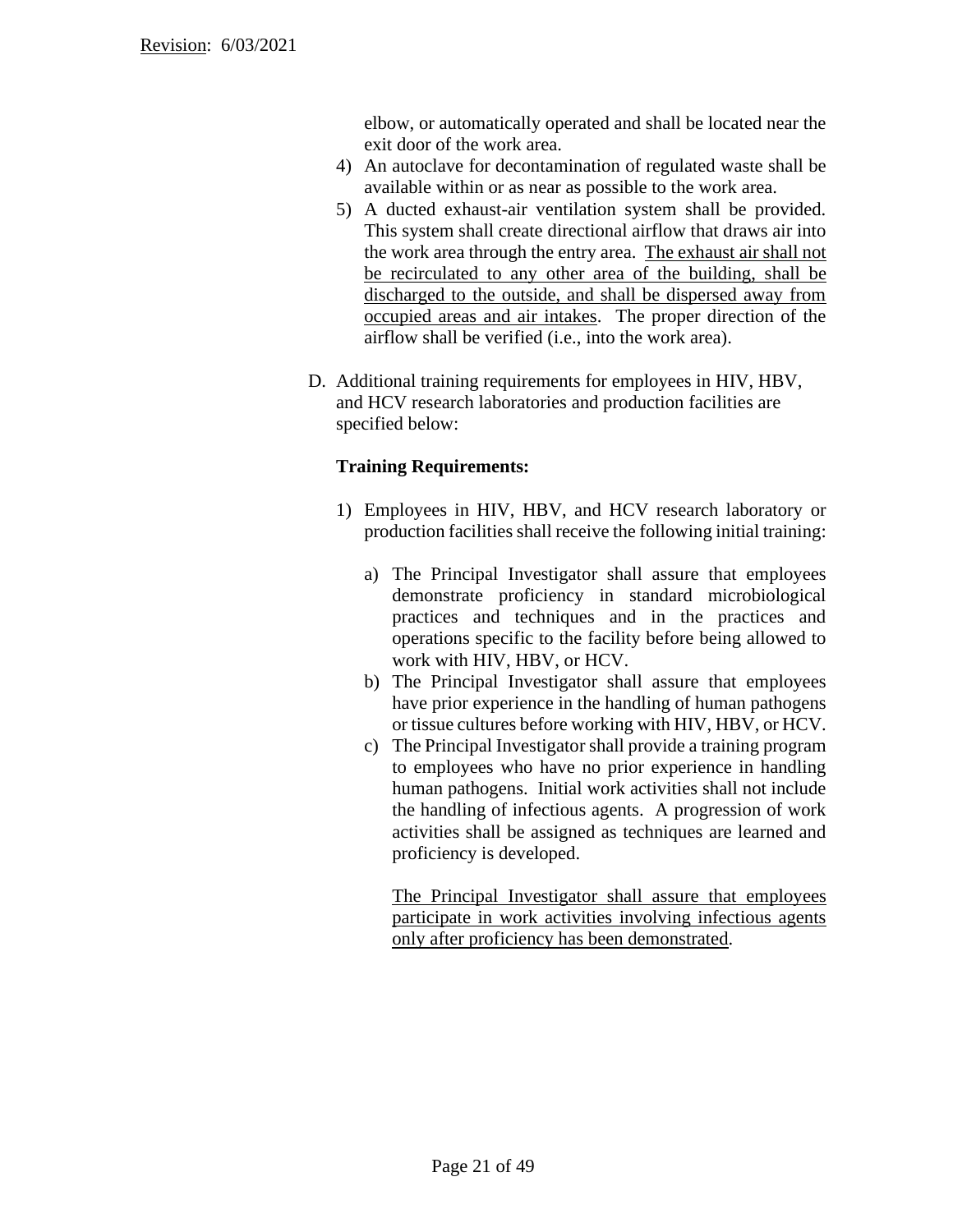elbow, or automatically operated and shall be located near the exit door of the work area.

4) An autoclave for decontamination of regulated waste shall be available within or as near as possible to the work area.
5) A ducted exhaust-air ventilation system shall be provided. This system shall create directional airflow that draws air into the work area through the entry area. <u>The exhaust air shall not be recirculated to any other area of the building, shall be discharged to the outside, and shall be dispersed away from occupied areas and air intakes</u>. The proper direction of the airflow shall be verified (i.e., into the work area).

D. Additional training requirements for employees in HIV, HBV, and HCV research laboratories and production facilities are specified below:

**Training Requirements:**

1) Employees in HIV, HBV, and HCV research laboratory or production facilities shall receive the following initial training:

   a) The Principal Investigator shall assure that employees demonstrate proficiency in standard microbiological practices and techniques and in the practices and operations specific to the facility before being allowed to work with HIV, HBV, or HCV.
   b) The Principal Investigator shall assure that employees have prior experience in the handling of human pathogens or tissue cultures before working with HIV, HBV, or HCV.
   c) The Principal Investigator shall provide a training program to employees who have no prior experience in handling human pathogens. Initial work activities shall not include the handling of infectious agents. A progression of work activities shall be assigned as techniques are learned and proficiency is developed.

   <u>The Principal Investigator shall assure that employees participate in work activities involving infectious agents only after proficiency has been demonstrated</u>.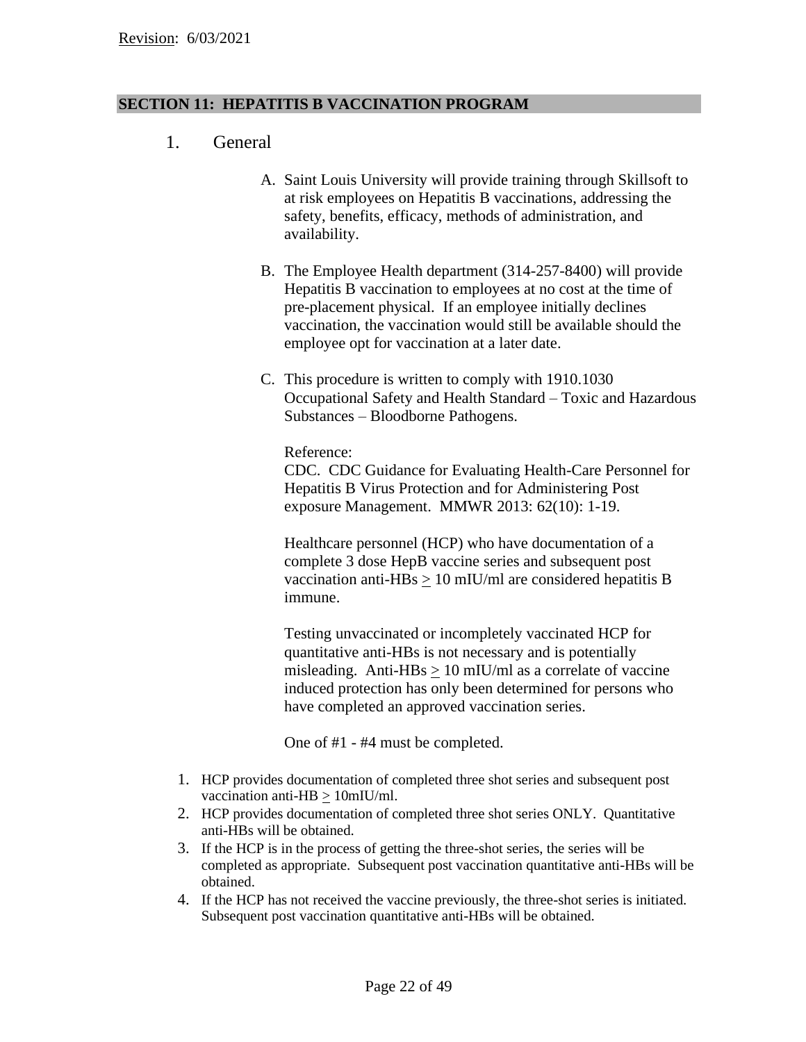Revision: 6/03/2021

## SECTION 11: HEPATITIS B VACCINATION PROGRAM

### 1. General

A. Saint Louis University will provide training through Skillsoft to at risk employees on Hepatitis B vaccinations, addressing the safety, benefits, efficacy, methods of administration, and availability.

B. The Employee Health department (314-257-8400) will provide Hepatitis B vaccination to employees at no cost at the time of pre-placement physical. If an employee initially declines vaccination, the vaccination would still be available should the employee opt for vaccination at a later date.

C. This procedure is written to comply with 1910.1030 Occupational Safety and Health Standard – Toxic and Hazardous Substances – Bloodborne Pathogens.

Reference:
CDC. CDC Guidance for Evaluating Health-Care Personnel for Hepatitis B Virus Protection and for Administering Post exposure Management. MMWR 2013: 62(10): 1-19.

Healthcare personnel (HCP) who have documentation of a complete 3 dose HepB vaccine series and subsequent post vaccination anti-HBs $\geq$ 10 mIU/ml are considered hepatitis B immune.

Testing unvaccinated or incompletely vaccinated HCP for quantitative anti-HBs is not necessary and is potentially misleading. Anti-HBs $\geq$ 10 mIU/ml as a correlate of vaccine induced protection has only been determined for persons who have completed an approved vaccination series.

One of #1 - #4 must be completed.

1. HCP provides documentation of completed three shot series and subsequent post vaccination anti-HB $\geq$ 10mIU/ml.
2. HCP provides documentation of completed three shot series ONLY. Quantitative anti-HBs will be obtained.
3. If the HCP is in the process of getting the three-shot series, the series will be completed as appropriate. Subsequent post vaccination quantitative anti-HBs will be obtained.
4. If the HCP has not received the vaccine previously, the three-shot series is initiated. Subsequent post vaccination quantitative anti-HBs will be obtained.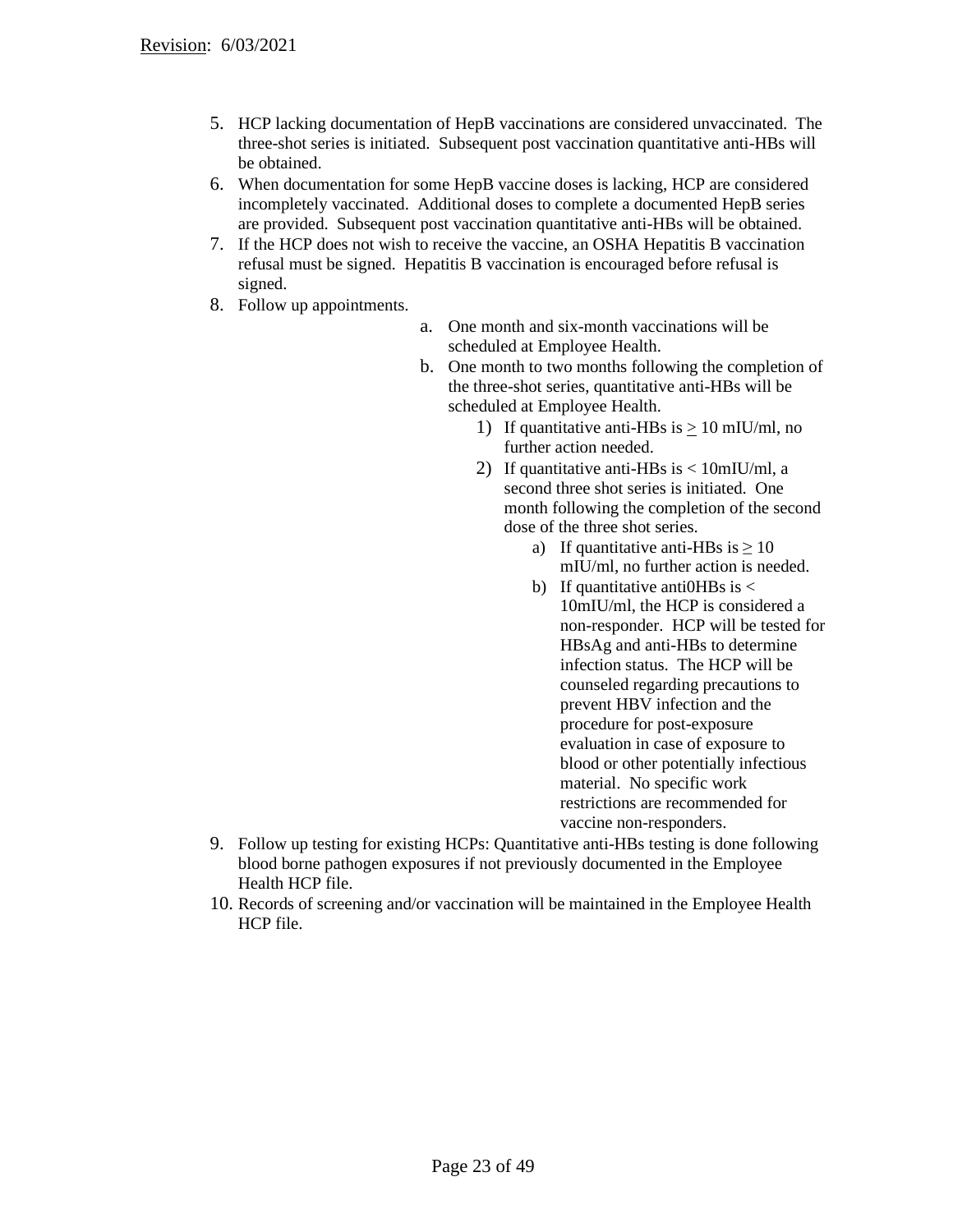5. HCP lacking documentation of HepB vaccinations are considered unvaccinated. The three-shot series is initiated. Subsequent post vaccination quantitative anti-HBs will be obtained.
6. When documentation for some HepB vaccine doses is lacking, HCP are considered incompletely vaccinated. Additional doses to complete a documented HepB series are provided. Subsequent post vaccination quantitative anti-HBs will be obtained.
7. If the HCP does not wish to receive the vaccine, an OSHA Hepatitis B vaccination refusal must be signed. Hepatitis B vaccination is encouraged before refusal is signed.
8. Follow up appointments.
    a. One month and six-month vaccinations will be scheduled at Employee Health.
    b. One month to two months following the completion of the three-shot series, quantitative anti-HBs will be scheduled at Employee Health.
        1) If quantitative anti-HBs is $\geq$ 10 mIU/ml, no further action needed.
        2) If quantitative anti-HBs is < 10mIU/ml, a second three shot series is initiated. One month following the completion of the second dose of the three shot series.
            a) If quantitative anti-HBs is $\geq$ 10 mIU/ml, no further action is needed.
            b) If quantitative anti0HBs is < 10mIU/ml, the HCP is considered a non-responder. HCP will be tested for HBsAg and anti-HBs to determine infection status. The HCP will be counseled regarding precautions to prevent HBV infection and the procedure for post-exposure evaluation in case of exposure to blood or other potentially infectious material. No specific work restrictions are recommended for vaccine non-responders.
9. Follow up testing for existing HCPs: Quantitative anti-HBs testing is done following blood borne pathogen exposures if not previously documented in the Employee Health HCP file.
10. Records of screening and/or vaccination will be maintained in the Employee Health HCP file.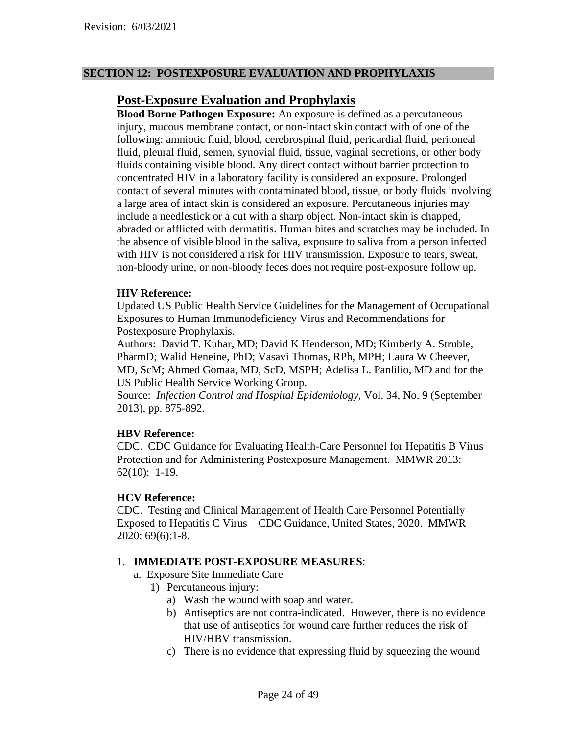Revision: 6/03/2021

## SECTION 12: POSTEXPOSURE EVALUATION AND PROPHYLAXIS

### Post-Exposure Evaluation and Prophylaxis

**Blood Borne Pathogen Exposure:** An exposure is defined as a percutaneous injury, mucous membrane contact, or non-intact skin contact with of one of the following: amniotic fluid, blood, cerebrospinal fluid, pericardial fluid, peritoneal fluid, pleural fluid, semen, synovial fluid, tissue, vaginal secretions, or other body fluids containing visible blood. Any direct contact without barrier protection to concentrated HIV in a laboratory facility is considered an exposure. Prolonged contact of several minutes with contaminated blood, tissue, or body fluids involving a large area of intact skin is considered an exposure. Percutaneous injuries may include a needlestick or a cut with a sharp object. Non-intact skin is chapped, abraded or afflicted with dermatitis. Human bites and scratches may be included. In the absence of visible blood in the saliva, exposure to saliva from a person infected with HIV is not considered a risk for HIV transmission. Exposure to tears, sweat, non-bloody urine, or non-bloody feces does not require post-exposure follow up.

**HIV Reference:**
Updated US Public Health Service Guidelines for the Management of Occupational Exposures to Human Immunodeficiency Virus and Recommendations for Postexposure Prophylaxis.
Authors: David T. Kuhar, MD; David K Henderson, MD; Kimberly A. Struble, PharmD; Walid Heneine, PhD; Vasavi Thomas, RPh, MPH; Laura W Cheever, MD, ScM; Ahmed Gomaa, MD, ScD, MSPH; Adelisa L. Panlilio, MD and for the US Public Health Service Working Group.
Source: *Infection Control and Hospital Epidemiology*, Vol. 34, No. 9 (September 2013), pp. 875-892.

**HBV Reference:**
CDC. CDC Guidance for Evaluating Health-Care Personnel for Hepatitis B Virus Protection and for Administering Postexposure Management. MMWR 2013: 62(10): 1-19.

**HCV Reference:**
CDC. Testing and Clinical Management of Health Care Personnel Potentially Exposed to Hepatitis C Virus – CDC Guidance, United States, 2020. MMWR 2020: 69(6):1-8.

1. **IMMEDIATE POST-EXPOSURE MEASURES**:
   a. Exposure Site Immediate Care
      1) Percutaneous injury:
         a) Wash the wound with soap and water.
         b) Antiseptics are not contra-indicated. However, there is no evidence that use of antiseptics for wound care further reduces the risk of HIV/HBV transmission.
         c) There is no evidence that expressing fluid by squeezing the wound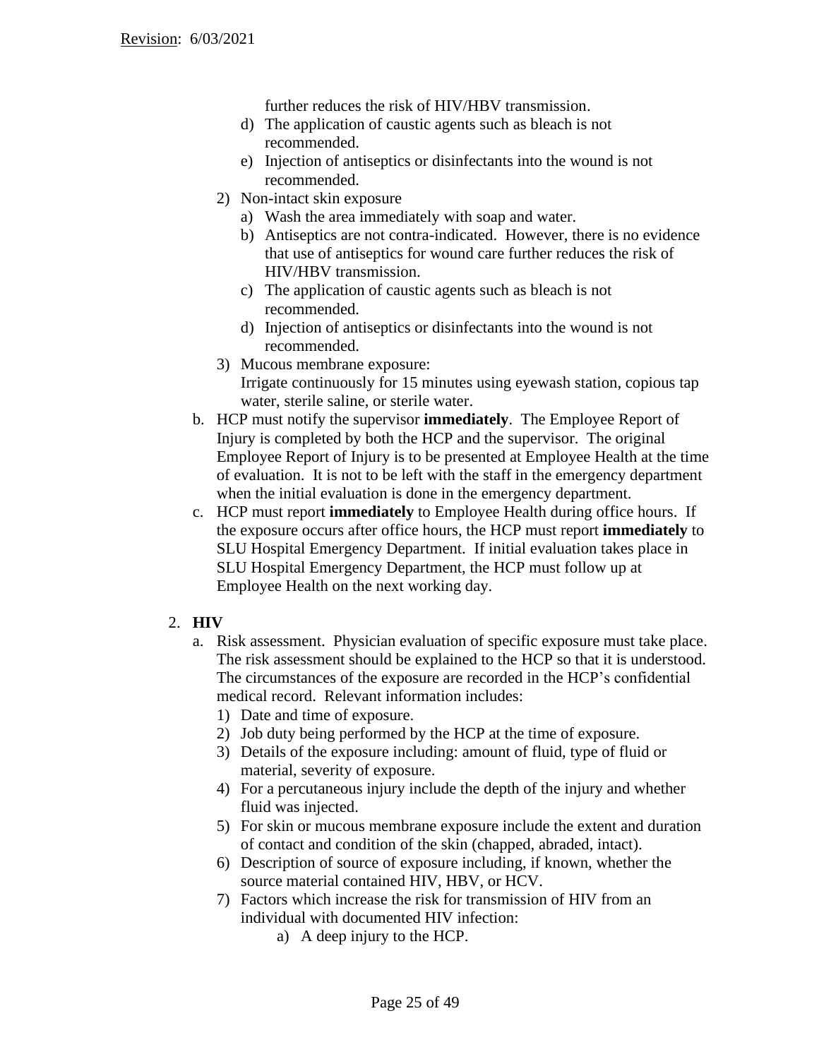further reduces the risk of HIV/HBV transmission.

   d) The application of caustic agents such as bleach is not recommended.
   e) Injection of antiseptics or disinfectants into the wound is not recommended.

2) Non-intact skin exposure
   a) Wash the area immediately with soap and water.
   b) Antiseptics are not contra-indicated. However, there is no evidence that use of antiseptics for wound care further reduces the risk of HIV/HBV transmission.
   c) The application of caustic agents such as bleach is not recommended.
   d) Injection of antiseptics or disinfectants into the wound is not recommended.

3) Mucous membrane exposure:
   Irrigate continuously for 15 minutes using eyewash station, copious tap water, sterile saline, or sterile water.

b. HCP must notify the supervisor **immediately**. The Employee Report of Injury is completed by both the HCP and the supervisor. The original Employee Report of Injury is to be presented at Employee Health at the time of evaluation. It is not to be left with the staff in the emergency department when the initial evaluation is done in the emergency department.

c. HCP must report **immediately** to Employee Health during office hours. If the exposure occurs after office hours, the HCP must report **immediately** to SLU Hospital Emergency Department. If initial evaluation takes place in SLU Hospital Emergency Department, the HCP must follow up at Employee Health on the next working day.

2. **HIV**

   a. Risk assessment. Physician evaluation of specific exposure must take place. The risk assessment should be explained to the HCP so that it is understood. The circumstances of the exposure are recorded in the HCP's confidential medical record. Relevant information includes:
      1) Date and time of exposure.
      2) Job duty being performed by the HCP at the time of exposure.
      3) Details of the exposure including: amount of fluid, type of fluid or material, severity of exposure.
      4) For a percutaneous injury include the depth of the injury and whether fluid was injected.
      5) For skin or mucous membrane exposure include the extent and duration of contact and condition of the skin (chapped, abraded, intact).
      6) Description of source of exposure including, if known, whether the source material contained HIV, HBV, or HCV.
      7) Factors which increase the risk for transmission of HIV from an individual with documented HIV infection:
         a) A deep injury to the HCP.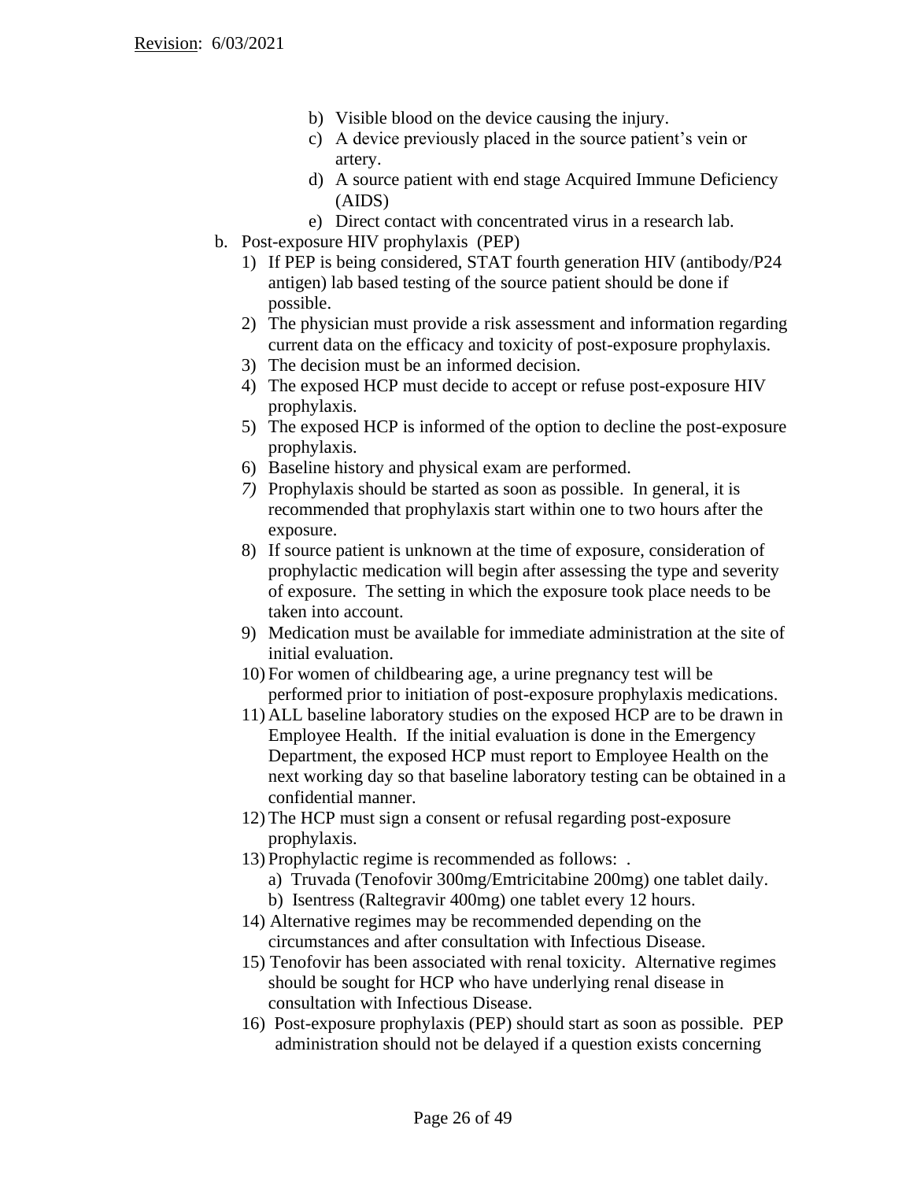Revision: 6/03/2021

b) Visible blood on the device causing the injury.
c) A device previously placed in the source patient's vein or artery.
d) A source patient with end stage Acquired Immune Deficiency (AIDS)
e) Direct contact with concentrated virus in a research lab.

b. Post-exposure HIV prophylaxis (PEP)

1) If PEP is being considered, STAT fourth generation HIV (antibody/P24 antigen) lab based testing of the source patient should be done if possible.
2) The physician must provide a risk assessment and information regarding current data on the efficacy and toxicity of post-exposure prophylaxis.
3) The decision must be an informed decision.
4) The exposed HCP must decide to accept or refuse post-exposure HIV prophylaxis.
5) The exposed HCP is informed of the option to decline the post-exposure prophylaxis.
6) Baseline history and physical exam are performed.
7) Prophylaxis should be started as soon as possible. In general, it is recommended that prophylaxis start within one to two hours after the exposure.
8) If source patient is unknown at the time of exposure, consideration of prophylactic medication will begin after assessing the type and severity of exposure. The setting in which the exposure took place needs to be taken into account.
9) Medication must be available for immediate administration at the site of initial evaluation.
10) For women of childbearing age, a urine pregnancy test will be performed prior to initiation of post-exposure prophylaxis medications.
11) ALL baseline laboratory studies on the exposed HCP are to be drawn in Employee Health. If the initial evaluation is done in the Emergency Department, the exposed HCP must report to Employee Health on the next working day so that baseline laboratory testing can be obtained in a confidential manner.
12) The HCP must sign a consent or refusal regarding post-exposure prophylaxis.
13) Prophylactic regime is recommended as follows: .
    a) Truvada (Tenofovir 300mg/Emtricitabine 200mg) one tablet daily.
    b) Isentress (Raltegravir 400mg) one tablet every 12 hours.
14) Alternative regimes may be recommended depending on the circumstances and after consultation with Infectious Disease.
15) Tenofovir has been associated with renal toxicity. Alternative regimes should be sought for HCP who have underlying renal disease in consultation with Infectious Disease.
16) Post-exposure prophylaxis (PEP) should start as soon as possible. PEP administration should not be delayed if a question exists concerning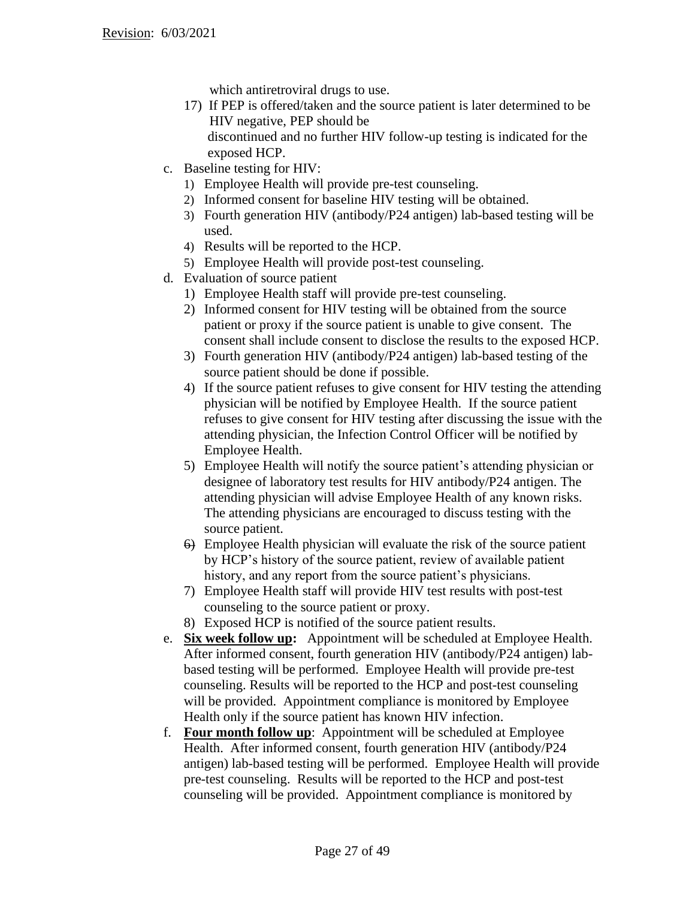Revision: 6/03/2021

which antiretroviral drugs to use.

17) If PEP is offered/taken and the source patient is later determined to be HIV negative, PEP should be discontinued and no further HIV follow-up testing is indicated for the exposed HCP.

c. Baseline testing for HIV:
    1) Employee Health will provide pre-test counseling.
    2) Informed consent for baseline HIV testing will be obtained.
    3) Fourth generation HIV (antibody/P24 antigen) lab-based testing will be used.
    4) Results will be reported to the HCP.
    5) Employee Health will provide post-test counseling.
d. Evaluation of source patient
    1) Employee Health staff will provide pre-test counseling.
    2) Informed consent for HIV testing will be obtained from the source patient or proxy if the source patient is unable to give consent. The consent shall include consent to disclose the results to the exposed HCP.
    3) Fourth generation HIV (antibody/P24 antigen) lab-based testing of the source patient should be done if possible.
    4) If the source patient refuses to give consent for HIV testing the attending physician will be notified by Employee Health. If the source patient refuses to give consent for HIV testing after discussing the issue with the attending physician, the Infection Control Officer will be notified by Employee Health.
    5) Employee Health will notify the source patient's attending physician or designee of laboratory test results for HIV antibody/P24 antigen. The attending physician will advise Employee Health of any known risks. The attending physicians are encouraged to discuss testing with the source patient.
    6) Employee Health physician will evaluate the risk of the source patient by HCP's history of the source patient, review of available patient history, and any report from the source patient's physicians.
    7) Employee Health staff will provide HIV test results with post-test counseling to the source patient or proxy.
    8) Exposed HCP is notified of the source patient results.
e. **Six week follow up:** Appointment will be scheduled at Employee Health. After informed consent, fourth generation HIV (antibody/P24 antigen) lab-based testing will be performed. Employee Health will provide pre-test counseling. Results will be reported to the HCP and post-test counseling will be provided. Appointment compliance is monitored by Employee Health only if the source patient has known HIV infection.
f. **Four month follow up**: Appointment will be scheduled at Employee Health. After informed consent, fourth generation HIV (antibody/P24 antigen) lab-based testing will be performed. Employee Health will provide pre-test counseling. Results will be reported to the HCP and post-test counseling will be provided. Appointment compliance is monitored by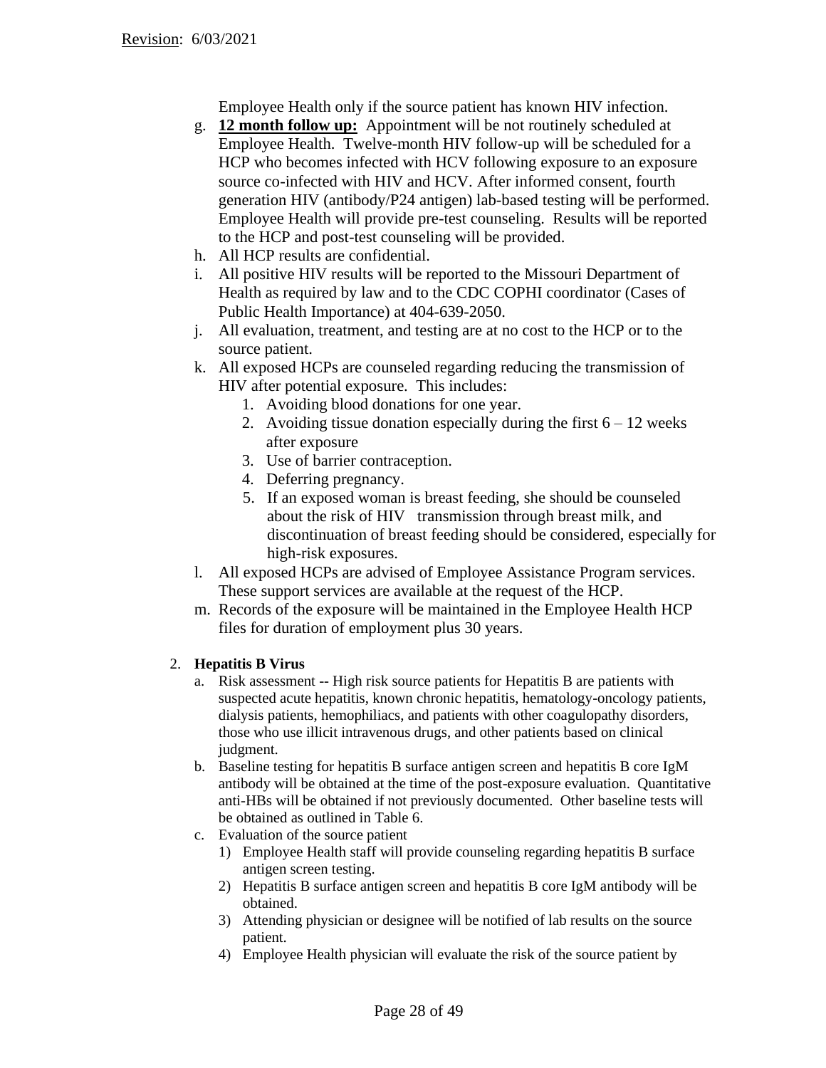Revision: 6/03/2021

Employee Health only if the source patient has known HIV infection.

g. **12 month follow up:** Appointment will be not routinely scheduled at Employee Health. Twelve-month HIV follow-up will be scheduled for a HCP who becomes infected with HCV following exposure to an exposure source co-infected with HIV and HCV. After informed consent, fourth generation HIV (antibody/P24 antigen) lab-based testing will be performed. Employee Health will provide pre-test counseling. Results will be reported to the HCP and post-test counseling will be provided.
h. All HCP results are confidential.
i. All positive HIV results will be reported to the Missouri Department of Health as required by law and to the CDC COPHI coordinator (Cases of Public Health Importance) at 404-639-2050.
j. All evaluation, treatment, and testing are at no cost to the HCP or to the source patient.
k. All exposed HCPs are counseled regarding reducing the transmission of HIV after potential exposure. This includes:
    1. Avoiding blood donations for one year.
    2. Avoiding tissue donation especially during the first 6 – 12 weeks after exposure
    3. Use of barrier contraception.
    4. Deferring pregnancy.
    5. If an exposed woman is breast feeding, she should be counseled about the risk of HIV transmission through breast milk, and discontinuation of breast feeding should be considered, especially for high-risk exposures.
l. All exposed HCPs are advised of Employee Assistance Program services. These support services are available at the request of the HCP.
m. Records of the exposure will be maintained in the Employee Health HCP files for duration of employment plus 30 years.

2. **Hepatitis B Virus**
    a. Risk assessment -- High risk source patients for Hepatitis B are patients with suspected acute hepatitis, known chronic hepatitis, hematology-oncology patients, dialysis patients, hemophiliacs, and patients with other coagulopathy disorders, those who use illicit intravenous drugs, and other patients based on clinical judgment.
    b. Baseline testing for hepatitis B surface antigen screen and hepatitis B core IgM antibody will be obtained at the time of the post-exposure evaluation. Quantitative anti-HBs will be obtained if not previously documented. Other baseline tests will be obtained as outlined in Table 6.
    c. Evaluation of the source patient
        1) Employee Health staff will provide counseling regarding hepatitis B surface antigen screen testing.
        2) Hepatitis B surface antigen screen and hepatitis B core IgM antibody will be obtained.
        3) Attending physician or designee will be notified of lab results on the source patient.
        4) Employee Health physician will evaluate the risk of the source patient by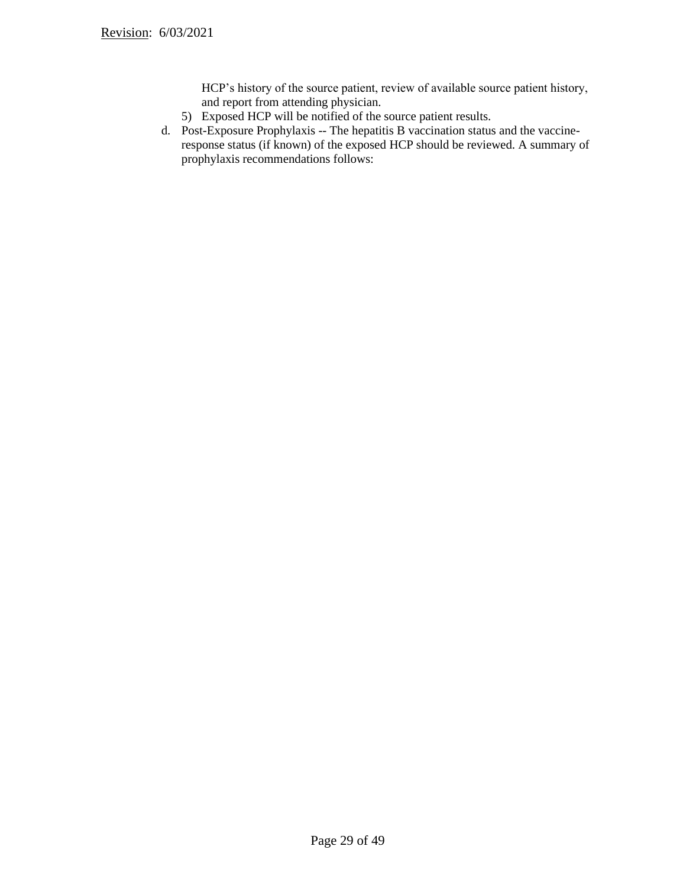HCP's history of the source patient, review of available source patient history, and report from attending physician.

5) Exposed HCP will be notified of the source patient results.

d. Post-Exposure Prophylaxis -- The hepatitis B vaccination status and the vaccine-response status (if known) of the exposed HCP should be reviewed. A summary of prophylaxis recommendations follows: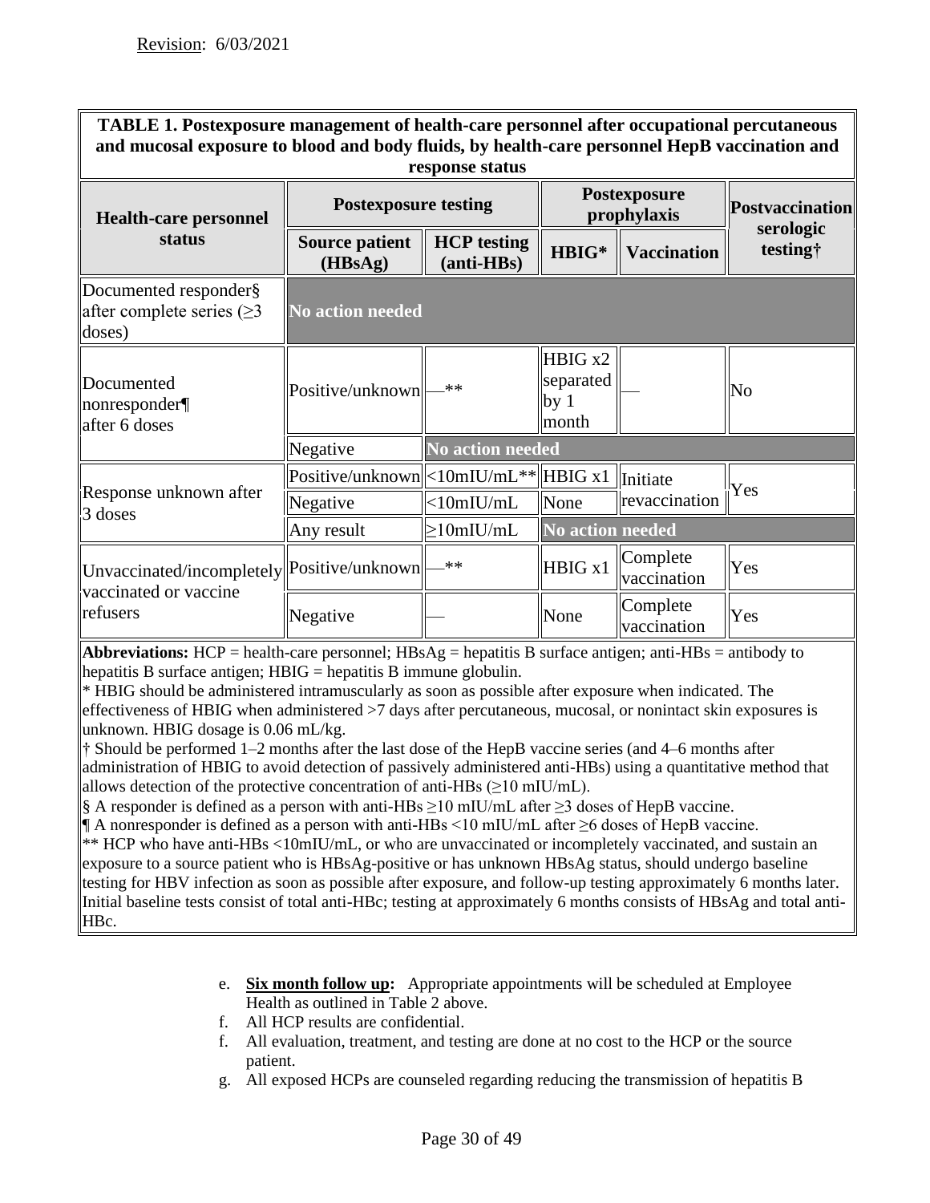Revision: 6/03/2021

**TABLE 1. Postexposure management of health-care personnel after occupational percutaneous and mucosal exposure to blood and body fluids, by health-care personnel HepB vaccination and response status**

| Health-care personnel status | Postexposure testing | | Postexposure prophylaxis | | Postvaccination serologic testing† |
|---|---|---|---|---|---|
| | Source patient (HBsAg) | HCP testing (anti-HBs) | HBIG* | Vaccination | |
| Documented responder§ after complete series (≥3 doses) | No action needed | | | | |
| Documented nonresponder¶ after 6 doses | Positive/unknown | —** | HBIG x2 separated by 1 month | — | No |
| | Negative | No action needed | | | |
| Response unknown after 3 doses | Positive/unknown | <10mIU/mL** | HBIG x1 | Initiate revaccination | Yes |
| | Negative | <10mIU/mL | None | | |
| | Any result | ≥10mIU/mL | No action needed | | |
| Unvaccinated/incompletely vaccinated or vaccine refusers | Positive/unknown | —** | HBIG x1 | Complete vaccination | Yes |
| | Negative | — | None | Complete vaccination | Yes |

**Abbreviations:** HCP = health-care personnel; HBsAg = hepatitis B surface antigen; anti-HBs = antibody to hepatitis B surface antigen; HBIG = hepatitis B immune globulin.

\* HBIG should be administered intramuscularly as soon as possible after exposure when indicated. The effectiveness of HBIG when administered >7 days after percutaneous, mucosal, or nonintact skin exposures is unknown. HBIG dosage is 0.06 mL/kg.

† Should be performed 1–2 months after the last dose of the HepB vaccine series (and 4–6 months after administration of HBIG to avoid detection of passively administered anti-HBs) using a quantitative method that allows detection of the protective concentration of anti-HBs (≥10 mIU/mL).

§ A responder is defined as a person with anti-HBs ≥10 mIU/mL after ≥3 doses of HepB vaccine.

¶ A nonresponder is defined as a person with anti-HBs <10 mIU/mL after ≥6 doses of HepB vaccine.

** HCP who have anti-HBs <10mIU/mL, or who are unvaccinated or incompletely vaccinated, and sustain an exposure to a source patient who is HBsAg-positive or has unknown HBsAg status, should undergo baseline testing for HBV infection as soon as possible after exposure, and follow-up testing approximately 6 months later. Initial baseline tests consist of total anti-HBc; testing at approximately 6 months consists of HBsAg and total anti-HBc.

e. **Six month follow up:** Appropriate appointments will be scheduled at Employee Health as outlined in Table 2 above.
f. All HCP results are confidential.
f. All evaluation, treatment, and testing are done at no cost to the HCP or the source patient.
g. All exposed HCPs are counseled regarding reducing the transmission of hepatitis B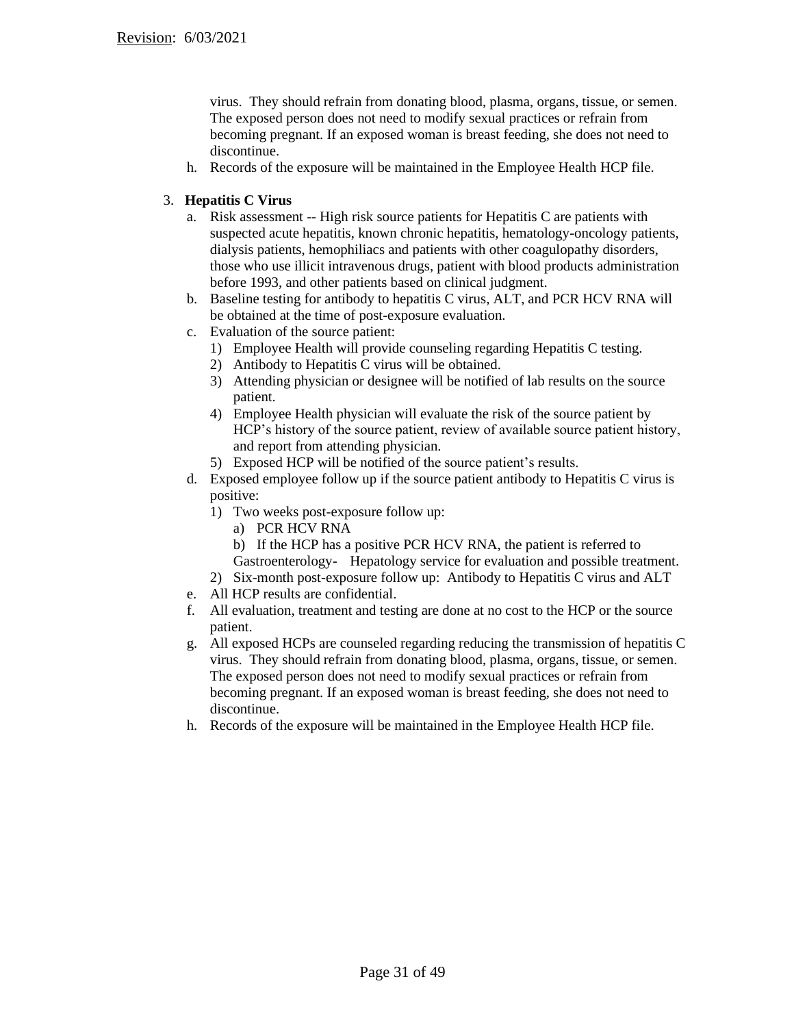virus. They should refrain from donating blood, plasma, organs, tissue, or semen. The exposed person does not need to modify sexual practices or refrain from becoming pregnant. If an exposed woman is breast feeding, she does not need to discontinue.

h. Records of the exposure will be maintained in the Employee Health HCP file.

3. **Hepatitis C Virus**
   a. Risk assessment -- High risk source patients for Hepatitis C are patients with suspected acute hepatitis, known chronic hepatitis, hematology-oncology patients, dialysis patients, hemophiliacs and patients with other coagulopathy disorders, those who use illicit intravenous drugs, patient with blood products administration before 1993, and other patients based on clinical judgment.
   b. Baseline testing for antibody to hepatitis C virus, ALT, and PCR HCV RNA will be obtained at the time of post-exposure evaluation.
   c. Evaluation of the source patient:
      1) Employee Health will provide counseling regarding Hepatitis C testing.
      2) Antibody to Hepatitis C virus will be obtained.
      3) Attending physician or designee will be notified of lab results on the source patient.
      4) Employee Health physician will evaluate the risk of the source patient by HCP's history of the source patient, review of available source patient history, and report from attending physician.
      5) Exposed HCP will be notified of the source patient's results.
   d. Exposed employee follow up if the source patient antibody to Hepatitis C virus is positive:
      1) Two weeks post-exposure follow up:
         a) PCR HCV RNA
         b) If the HCP has a positive PCR HCV RNA, the patient is referred to Gastroenterology- Hepatology service for evaluation and possible treatment.
      2) Six-month post-exposure follow up: Antibody to Hepatitis C virus and ALT
   e. All HCP results are confidential.
   f. All evaluation, treatment and testing are done at no cost to the HCP or the source patient.
   g. All exposed HCPs are counseled regarding reducing the transmission of hepatitis C virus. They should refrain from donating blood, plasma, organs, tissue, or semen. The exposed person does not need to modify sexual practices or refrain from becoming pregnant. If an exposed woman is breast feeding, she does not need to discontinue.
   h. Records of the exposure will be maintained in the Employee Health HCP file.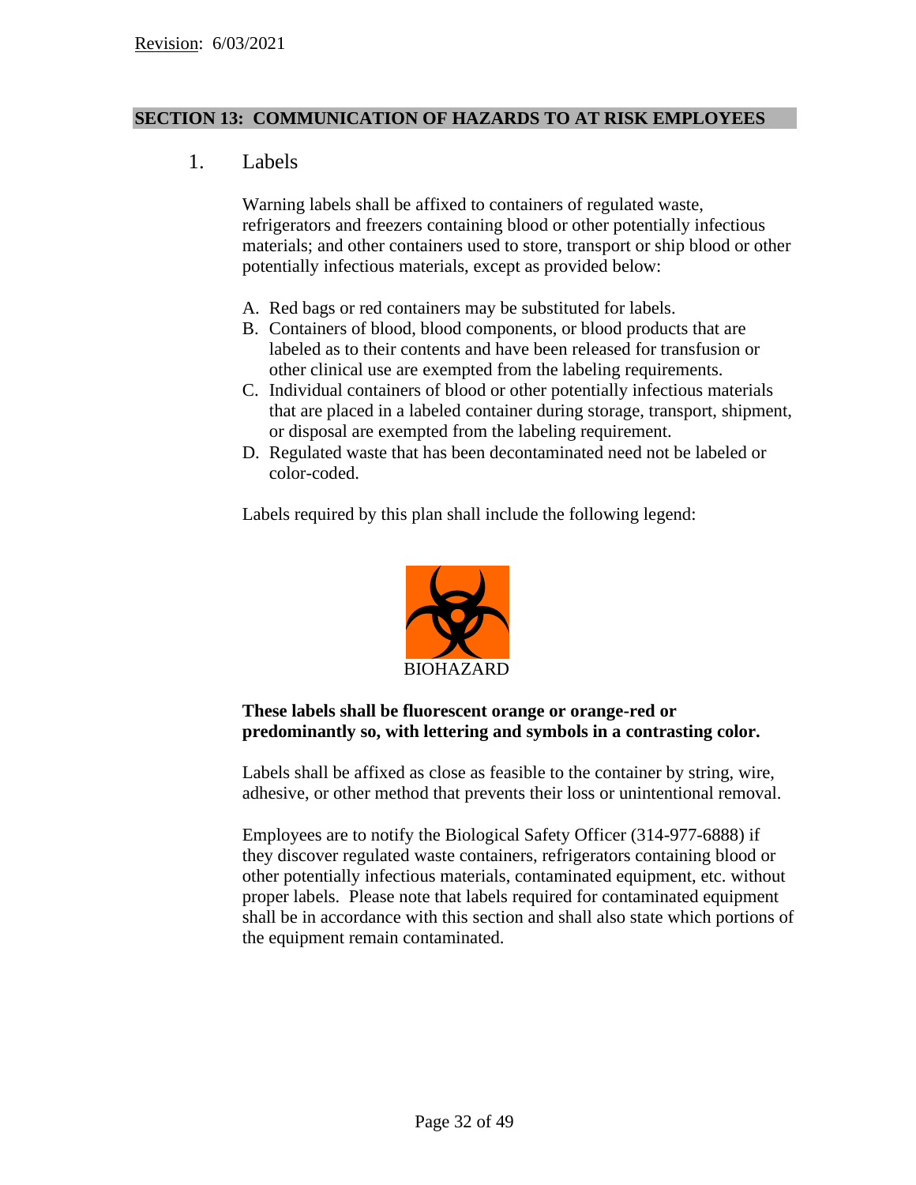## SECTION 13: COMMUNICATION OF HAZARDS TO AT RISK EMPLOYEES

### 1. Labels

Warning labels shall be affixed to containers of regulated waste, refrigerators and freezers containing blood or other potentially infectious materials; and other containers used to store, transport or ship blood or other potentially infectious materials, except as provided below:

A. Red bags or red containers may be substituted for labels.
B. Containers of blood, blood components, or blood products that are labeled as to their contents and have been released for transfusion or other clinical use are exempted from the labeling requirements.
C. Individual containers of blood or other potentially infectious materials that are placed in a labeled container during storage, transport, shipment, or disposal are exempted from the labeling requirement.
D. Regulated waste that has been decontaminated need not be labeled or color-coded.

Labels required by this plan shall include the following legend:

BIOHAZARD

**These labels shall be fluorescent orange or orange-red or predominantly so, with lettering and symbols in a contrasting color.**

Labels shall be affixed as close as feasible to the container by string, wire, adhesive, or other method that prevents their loss or unintentional removal.

Employees are to notify the Biological Safety Officer (314-977-6888) if they discover regulated waste containers, refrigerators containing blood or other potentially infectious materials, contaminated equipment, etc. without proper labels. Please note that labels required for contaminated equipment shall be in accordance with this section and shall also state which portions of the equipment remain contaminated.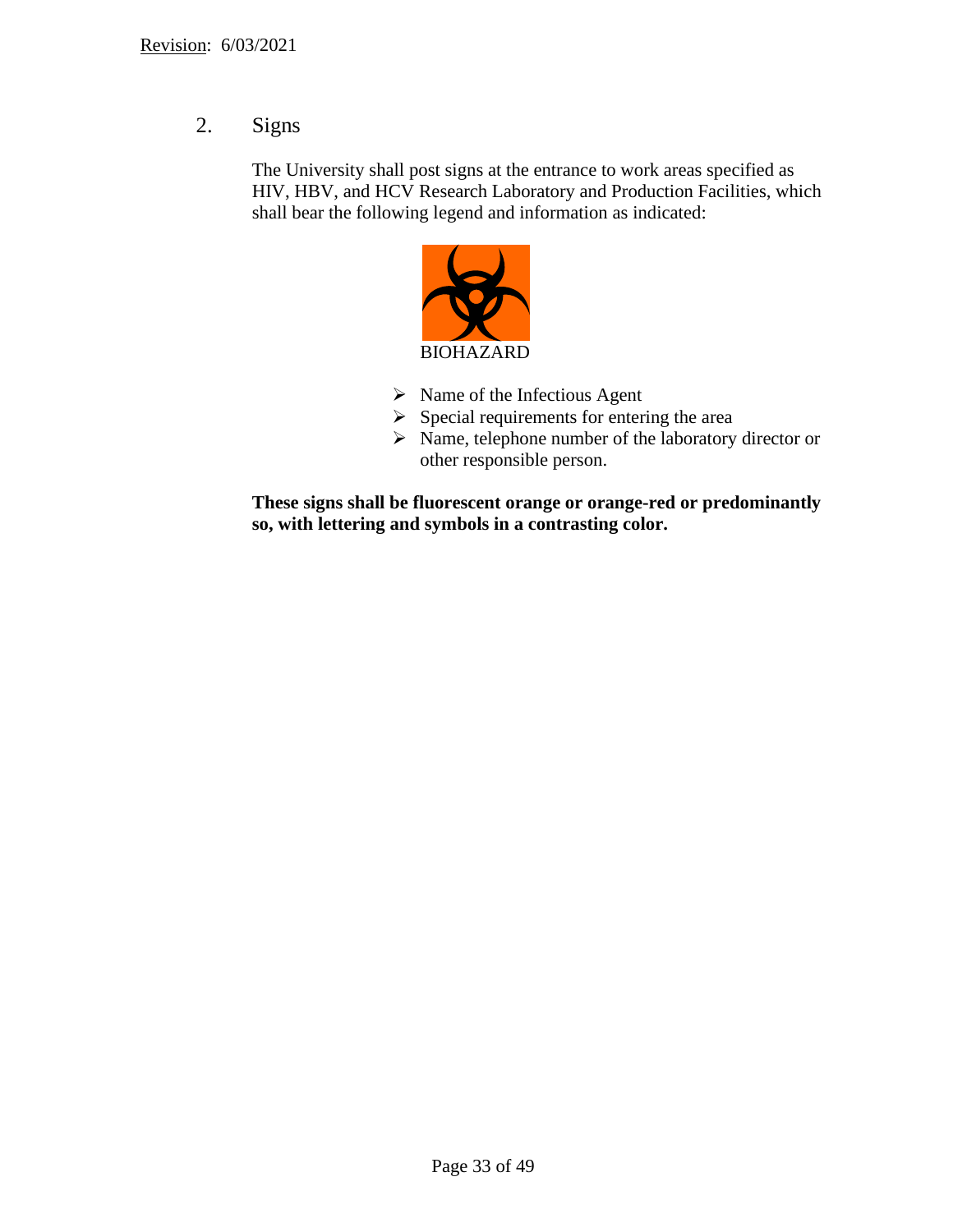## 2. Signs

The University shall post signs at the entrance to work areas specified as HIV, HBV, and HCV Research Laboratory and Production Facilities, which shall bear the following legend and information as indicated:

BIOHAZARD

- Name of the Infectious Agent
- Special requirements for entering the area
- Name, telephone number of the laboratory director or other responsible person.

**These signs shall be fluorescent orange or orange-red or predominantly so, with lettering and symbols in a contrasting color.**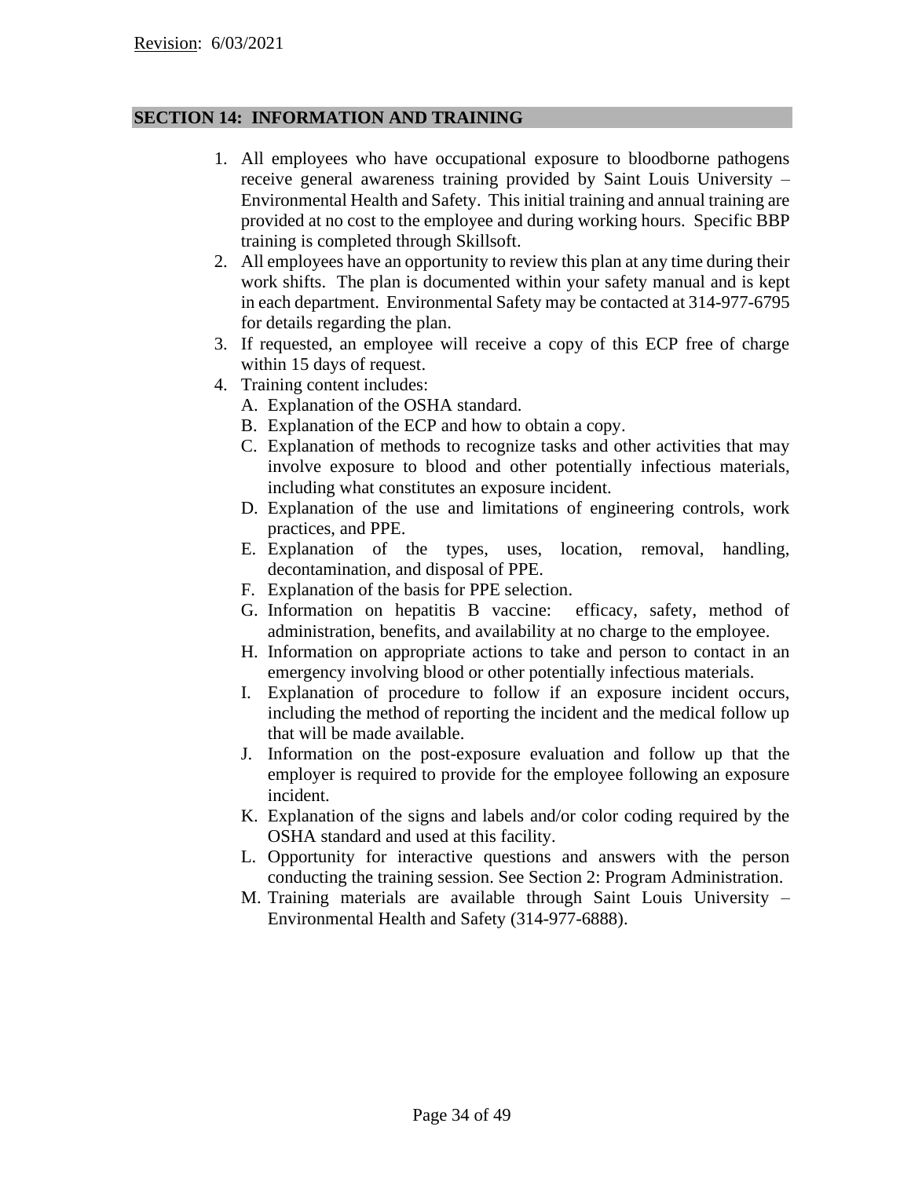Revision: 6/03/2021

## SECTION 14: INFORMATION AND TRAINING

1. All employees who have occupational exposure to bloodborne pathogens receive general awareness training provided by Saint Louis University – Environmental Health and Safety. This initial training and annual training are provided at no cost to the employee and during working hours. Specific BBP training is completed through Skillsoft.
2. All employees have an opportunity to review this plan at any time during their work shifts. The plan is documented within your safety manual and is kept in each department. Environmental Safety may be contacted at 314-977-6795 for details regarding the plan.
3. If requested, an employee will receive a copy of this ECP free of charge within 15 days of request.
4. Training content includes:
   - A. Explanation of the OSHA standard.
   - B. Explanation of the ECP and how to obtain a copy.
   - C. Explanation of methods to recognize tasks and other activities that may involve exposure to blood and other potentially infectious materials, including what constitutes an exposure incident.
   - D. Explanation of the use and limitations of engineering controls, work practices, and PPE.
   - E. Explanation of the types, uses, location, removal, handling, decontamination, and disposal of PPE.
   - F. Explanation of the basis for PPE selection.
   - G. Information on hepatitis B vaccine: efficacy, safety, method of administration, benefits, and availability at no charge to the employee.
   - H. Information on appropriate actions to take and person to contact in an emergency involving blood or other potentially infectious materials.
   - I. Explanation of procedure to follow if an exposure incident occurs, including the method of reporting the incident and the medical follow up that will be made available.
   - J. Information on the post-exposure evaluation and follow up that the employer is required to provide for the employee following an exposure incident.
   - K. Explanation of the signs and labels and/or color coding required by the OSHA standard and used at this facility.
   - L. Opportunity for interactive questions and answers with the person conducting the training session. See Section 2: Program Administration.
   - M. Training materials are available through Saint Louis University – Environmental Health and Safety (314-977-6888).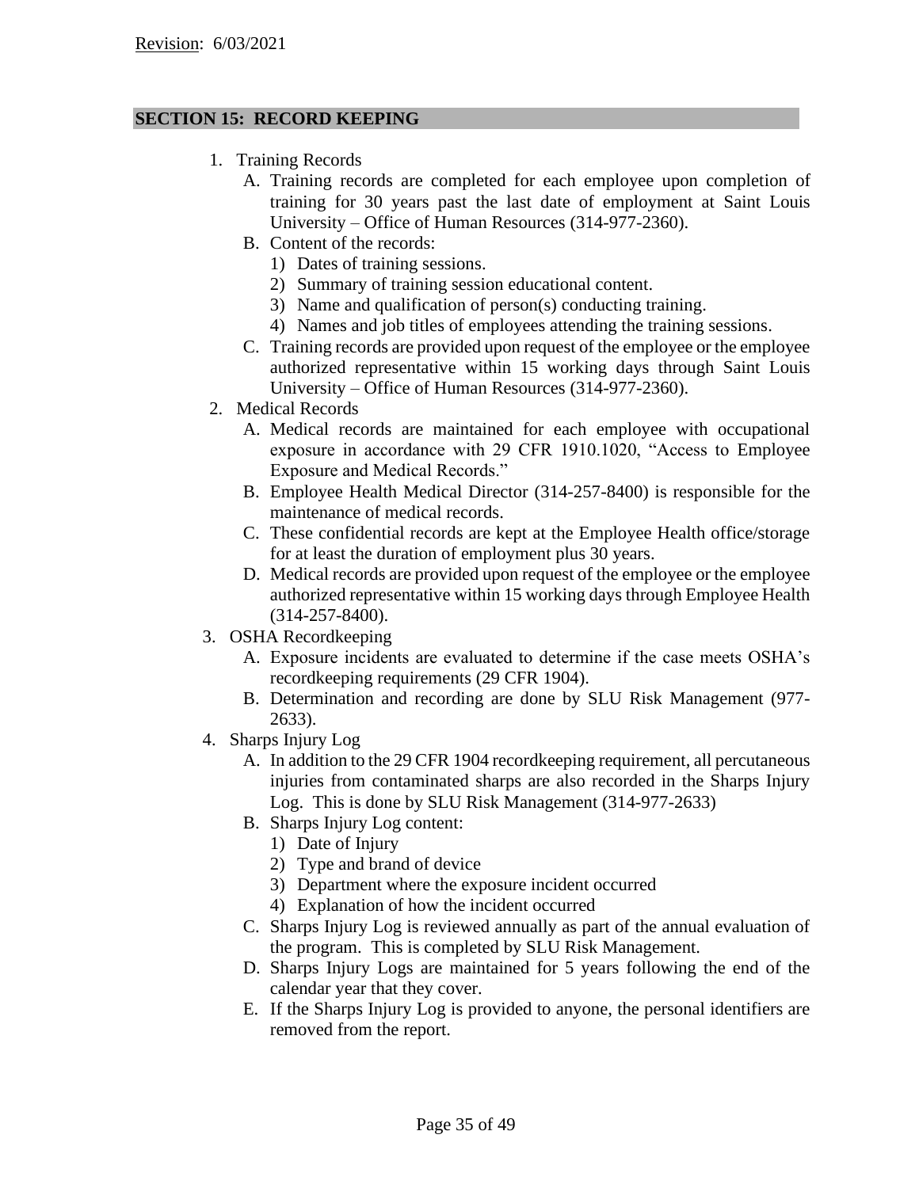Revision: 6/03/2021

## SECTION 15: RECORD KEEPING

1. Training Records
   - A. Training records are completed for each employee upon completion of training for 30 years past the last date of employment at Saint Louis University – Office of Human Resources (314-977-2360).
   - B. Content of the records:
     - 1) Dates of training sessions.
     - 2) Summary of training session educational content.
     - 3) Name and qualification of person(s) conducting training.
     - 4) Names and job titles of employees attending the training sessions.
   - C. Training records are provided upon request of the employee or the employee authorized representative within 15 working days through Saint Louis University – Office of Human Resources (314-977-2360).
2. Medical Records
   - A. Medical records are maintained for each employee with occupational exposure in accordance with 29 CFR 1910.1020, "Access to Employee Exposure and Medical Records."
   - B. Employee Health Medical Director (314-257-8400) is responsible for the maintenance of medical records.
   - C. These confidential records are kept at the Employee Health office/storage for at least the duration of employment plus 30 years.
   - D. Medical records are provided upon request of the employee or the employee authorized representative within 15 working days through Employee Health (314-257-8400).
3. OSHA Recordkeeping
   - A. Exposure incidents are evaluated to determine if the case meets OSHA's recordkeeping requirements (29 CFR 1904).
   - B. Determination and recording are done by SLU Risk Management (977-2633).
4. Sharps Injury Log
   - A. In addition to the 29 CFR 1904 recordkeeping requirement, all percutaneous injuries from contaminated sharps are also recorded in the Sharps Injury Log. This is done by SLU Risk Management (314-977-2633)
   - B. Sharps Injury Log content:
     - 1) Date of Injury
     - 2) Type and brand of device
     - 3) Department where the exposure incident occurred
     - 4) Explanation of how the incident occurred
   - C. Sharps Injury Log is reviewed annually as part of the annual evaluation of the program. This is completed by SLU Risk Management.
   - D. Sharps Injury Logs are maintained for 5 years following the end of the calendar year that they cover.
   - E. If the Sharps Injury Log is provided to anyone, the personal identifiers are removed from the report.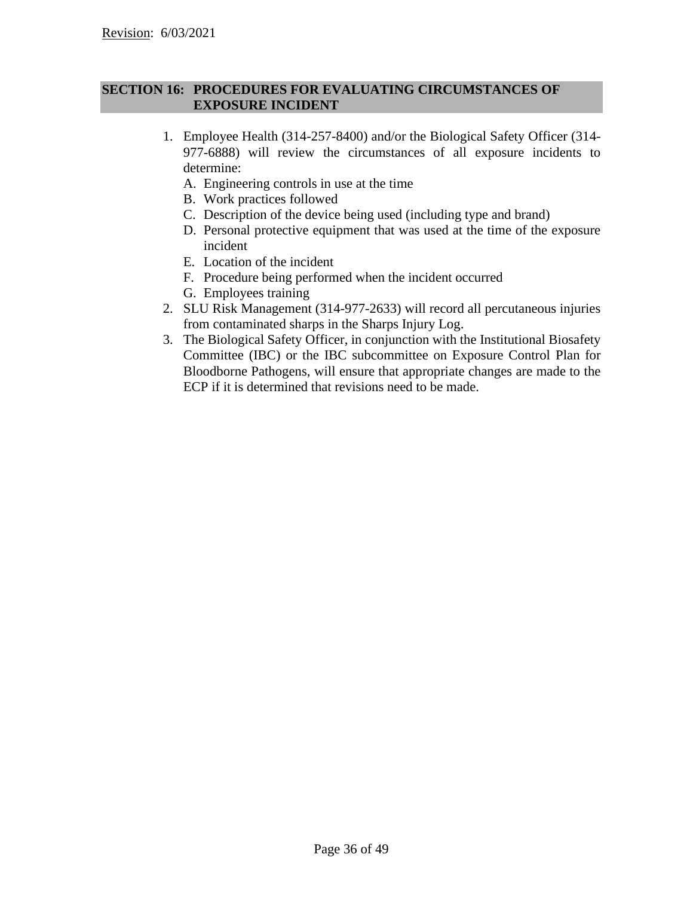## SECTION 16: PROCEDURES FOR EVALUATING CIRCUMSTANCES OF EXPOSURE INCIDENT

1. Employee Health (314-257-8400) and/or the Biological Safety Officer (314-977-6888) will review the circumstances of all exposure incidents to determine:
   A. Engineering controls in use at the time
   B. Work practices followed
   C. Description of the device being used (including type and brand)
   D. Personal protective equipment that was used at the time of the exposure incident
   E. Location of the incident
   F. Procedure being performed when the incident occurred
   G. Employees training
2. SLU Risk Management (314-977-2633) will record all percutaneous injuries from contaminated sharps in the Sharps Injury Log.
3. The Biological Safety Officer, in conjunction with the Institutional Biosafety Committee (IBC) or the IBC subcommittee on Exposure Control Plan for Bloodborne Pathogens, will ensure that appropriate changes are made to the ECP if it is determined that revisions need to be made.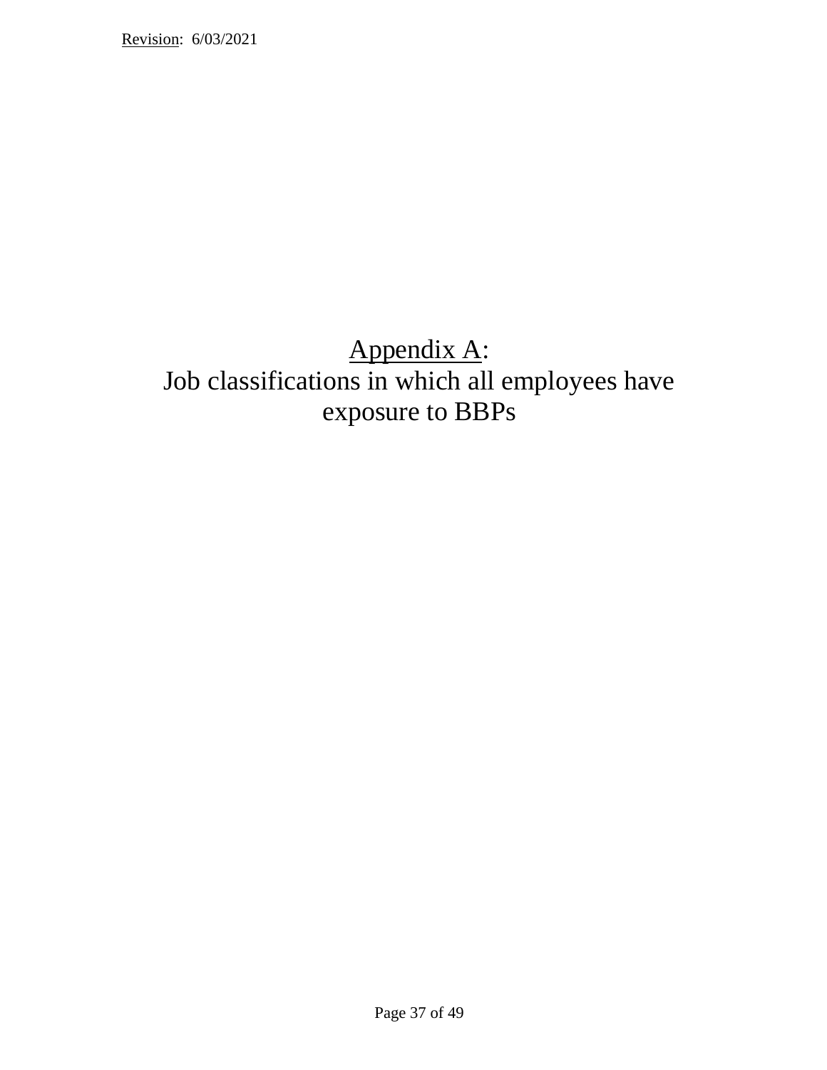# Appendix A:
# Job classifications in which all employees have exposure to BBPs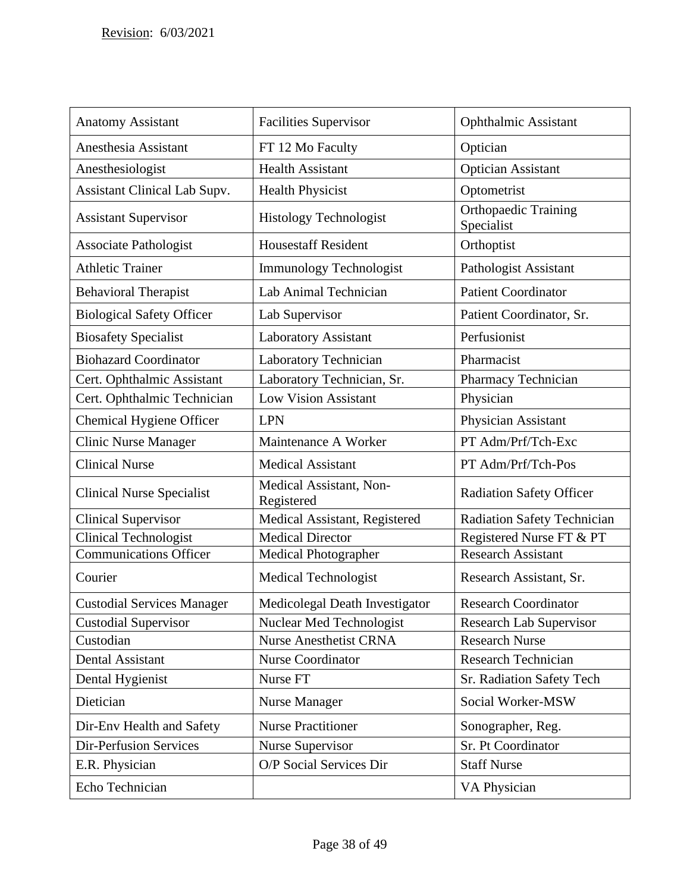Revision: 6/03/2021

| | | |
|---|---|---|
| Anatomy Assistant | Facilities Supervisor | Ophthalmic Assistant |
| Anesthesia Assistant | FT 12 Mo Faculty | Optician |
| Anesthesiologist | Health Assistant | Optician Assistant |
| Assistant Clinical Lab Supv. | Health Physicist | Optometrist |
| Assistant Supervisor | Histology Technologist | Orthopaedic Training Specialist |
| Associate Pathologist | Housestaff Resident | Orthoptist |
| Athletic Trainer | Immunology Technologist | Pathologist Assistant |
| Behavioral Therapist | Lab Animal Technician | Patient Coordinator |
| Biological Safety Officer | Lab Supervisor | Patient Coordinator, Sr. |
| Biosafety Specialist | Laboratory Assistant | Perfusionist |
| Biohazard Coordinator | Laboratory Technician | Pharmacist |
| Cert. Ophthalmic Assistant | Laboratory Technician, Sr. | Pharmacy Technician |
| Cert. Ophthalmic Technician | Low Vision Assistant | Physician |
| Chemical Hygiene Officer | LPN | Physician Assistant |
| Clinic Nurse Manager | Maintenance A Worker | PT Adm/Prf/Tch-Exc |
| Clinical Nurse | Medical Assistant | PT Adm/Prf/Tch-Pos |
| Clinical Nurse Specialist | Medical Assistant, Non-Registered | Radiation Safety Officer |
| Clinical Supervisor | Medical Assistant, Registered | Radiation Safety Technician |
| Clinical Technologist | Medical Director | Registered Nurse FT & PT |
| Communications Officer | Medical Photographer | Research Assistant |
| Courier | Medical Technologist | Research Assistant, Sr. |
| Custodial Services Manager | Medicolegal Death Investigator | Research Coordinator |
| Custodial Supervisor | Nuclear Med Technologist | Research Lab Supervisor |
| Custodian | Nurse Anesthetist CRNA | Research Nurse |
| Dental Assistant | Nurse Coordinator | Research Technician |
| Dental Hygienist | Nurse FT | Sr. Radiation Safety Tech |
| Dietician | Nurse Manager | Social Worker-MSW |
| Dir-Env Health and Safety | Nurse Practitioner | Sonographer, Reg. |
| Dir-Perfusion Services | Nurse Supervisor | Sr. Pt Coordinator |
| E.R. Physician | O/P Social Services Dir | Staff Nurse |
| Echo Technician | | VA Physician |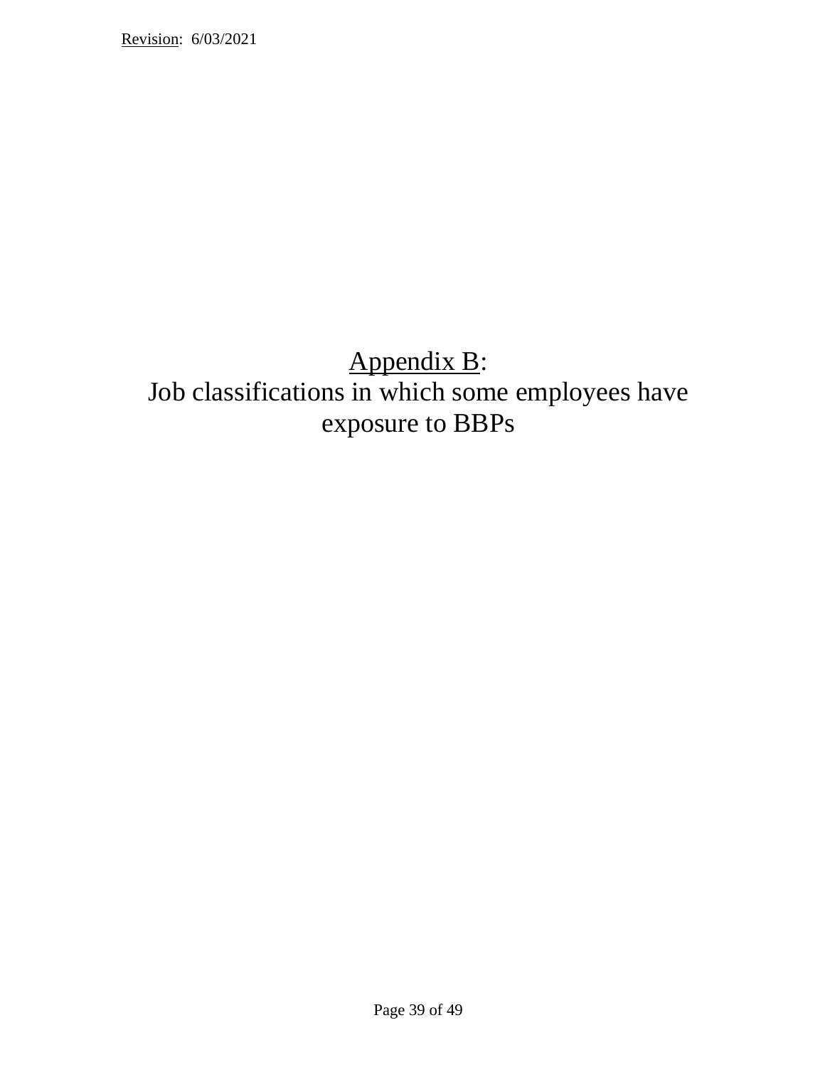# Appendix B:
# Job classifications in which some employees have exposure to BBPs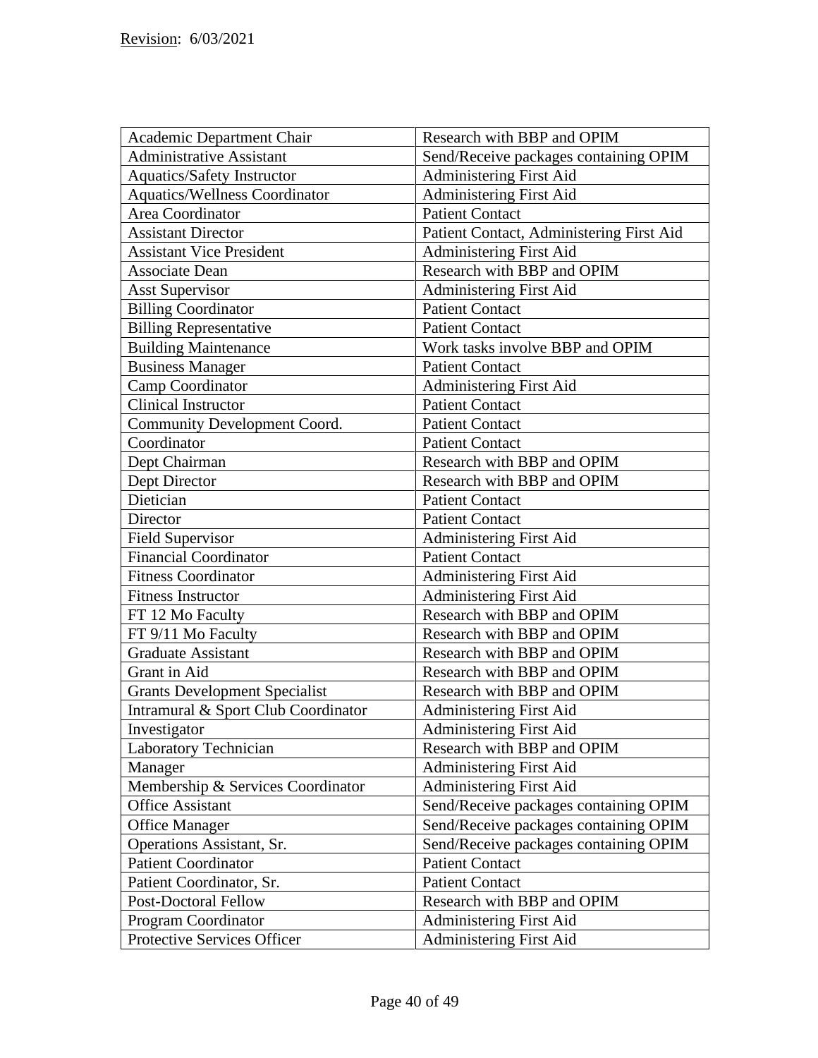Revision: 6/03/2021

| Academic Department Chair | Research with BBP and OPIM |
|---|---|
| Administrative Assistant | Send/Receive packages containing OPIM |
| Aquatics/Safety Instructor | Administering First Aid |
| Aquatics/Wellness Coordinator | Administering First Aid |
| Area Coordinator | Patient Contact |
| Assistant Director | Patient Contact, Administering First Aid |
| Assistant Vice President | Administering First Aid |
| Associate Dean | Research with BBP and OPIM |
| Asst Supervisor | Administering First Aid |
| Billing Coordinator | Patient Contact |
| Billing Representative | Patient Contact |
| Building Maintenance | Work tasks involve BBP and OPIM |
| Business Manager | Patient Contact |
| Camp Coordinator | Administering First Aid |
| Clinical Instructor | Patient Contact |
| Community Development Coord. | Patient Contact |
| Coordinator | Patient Contact |
| Dept Chairman | Research with BBP and OPIM |
| Dept Director | Research with BBP and OPIM |
| Dietician | Patient Contact |
| Director | Patient Contact |
| Field Supervisor | Administering First Aid |
| Financial Coordinator | Patient Contact |
| Fitness Coordinator | Administering First Aid |
| Fitness Instructor | Administering First Aid |
| FT 12 Mo Faculty | Research with BBP and OPIM |
| FT 9/11 Mo Faculty | Research with BBP and OPIM |
| Graduate Assistant | Research with BBP and OPIM |
| Grant in Aid | Research with BBP and OPIM |
| Grants Development Specialist | Research with BBP and OPIM |
| Intramural & Sport Club Coordinator | Administering First Aid |
| Investigator | Administering First Aid |
| Laboratory Technician | Research with BBP and OPIM |
| Manager | Administering First Aid |
| Membership & Services Coordinator | Administering First Aid |
| Office Assistant | Send/Receive packages containing OPIM |
| Office Manager | Send/Receive packages containing OPIM |
| Operations Assistant, Sr. | Send/Receive packages containing OPIM |
| Patient Coordinator | Patient Contact |
| Patient Coordinator, Sr. | Patient Contact |
| Post-Doctoral Fellow | Research with BBP and OPIM |
| Program Coordinator | Administering First Aid |
| Protective Services Officer | Administering First Aid |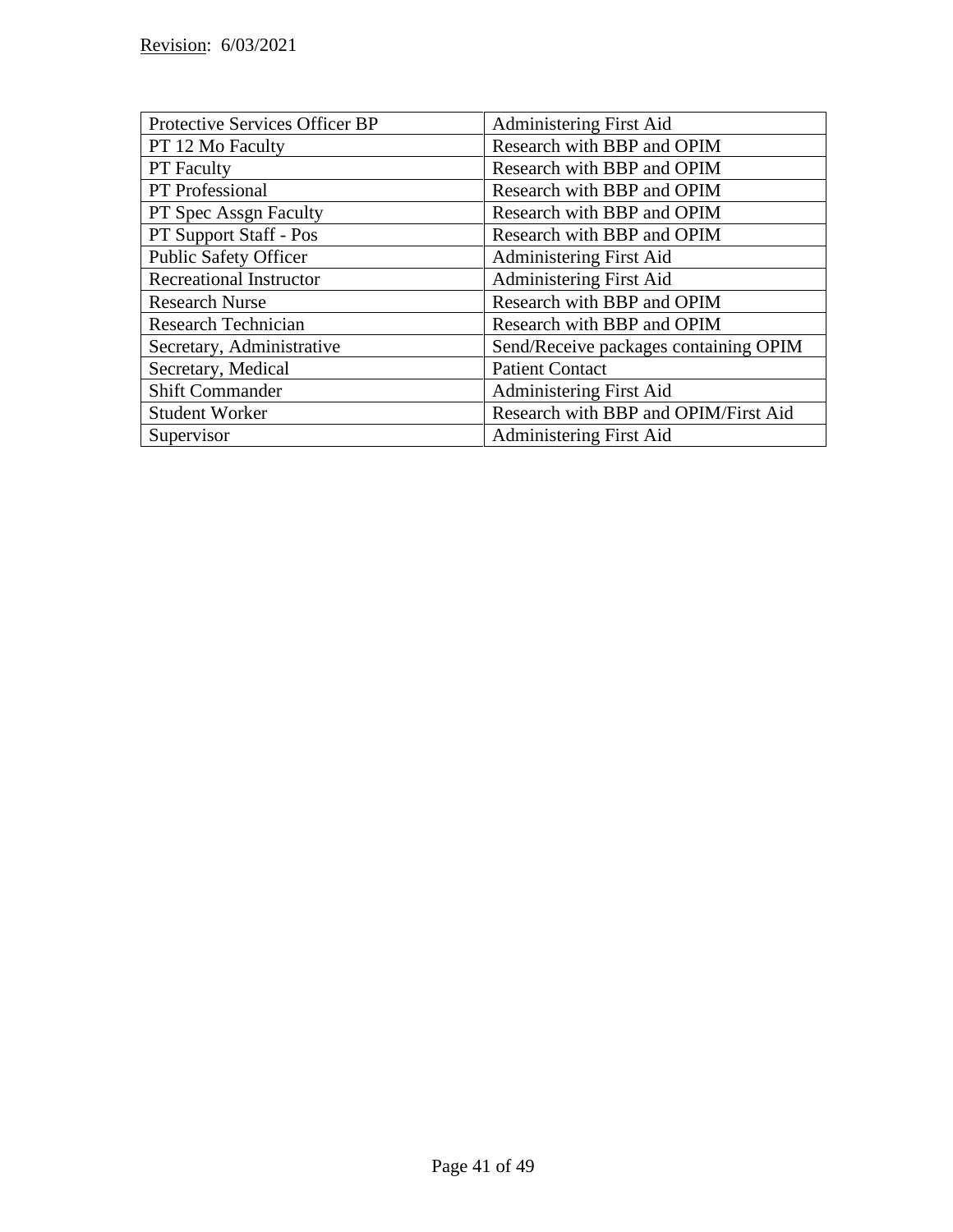| Protective Services Officer BP | Administering First Aid |
|---|---|
| PT 12 Mo Faculty | Research with BBP and OPIM |
| PT Faculty | Research with BBP and OPIM |
| PT Professional | Research with BBP and OPIM |
| PT Spec Assgn Faculty | Research with BBP and OPIM |
| PT Support Staff - Pos | Research with BBP and OPIM |
| Public Safety Officer | Administering First Aid |
| Recreational Instructor | Administering First Aid |
| Research Nurse | Research with BBP and OPIM |
| Research Technician | Research with BBP and OPIM |
| Secretary, Administrative | Send/Receive packages containing OPIM |
| Secretary, Medical | Patient Contact |
| Shift Commander | Administering First Aid |
| Student Worker | Research with BBP and OPIM/First Aid |
| Supervisor | Administering First Aid |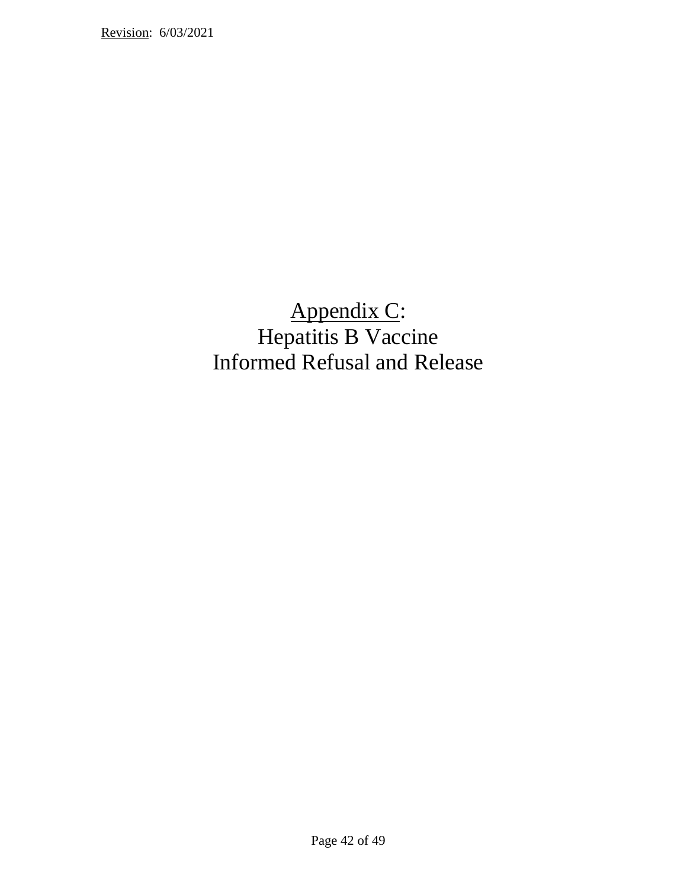# Appendix C: Hepatitis B Vaccine Informed Refusal and Release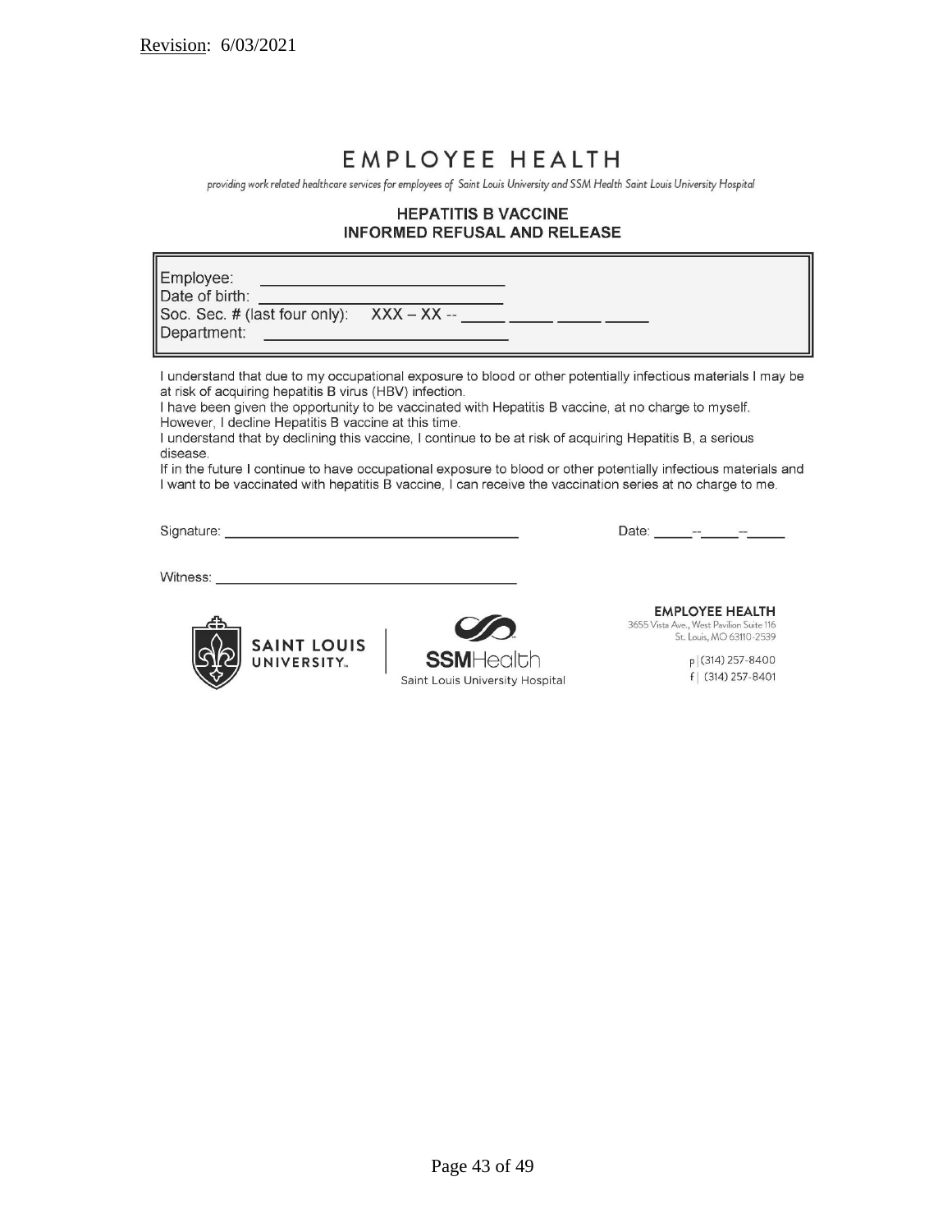Revision: 6/03/2021

# EMPLOYEE HEALTH

*providing work related healthcare services for employees of Saint Louis University and SSM Health Saint Louis University Hospital*

## HEPATITIS B VACCINE
## INFORMED REFUSAL AND RELEASE

Employee: ___________________________
Date of birth: ___________________________
Soc. Sec. # (last four only): XXX – XX -- _____ _____ _____ _____
Department: ___________________________

I understand that due to my occupational exposure to blood or other potentially infectious materials I may be at risk of acquiring hepatitis B virus (HBV) infection.
I have been given the opportunity to be vaccinated with Hepatitis B vaccine, at no charge to myself. However, I decline Hepatitis B vaccine at this time.
I understand that by declining this vaccine, I continue to be at risk of acquiring Hepatitis B, a serious disease.
If in the future I continue to have occupational exposure to blood or other potentially infectious materials and I want to be vaccinated with hepatitis B vaccine, I can receive the vaccination series at no charge to me.

Signature: ______________________________________ Date: _____--_____--_____

Witness: ______________________________________

SAINT LOUIS UNIVERSITY

SSMHealth
Saint Louis University Hospital

**EMPLOYEE HEALTH**
3655 Vista Ave., West Pavilion Suite 116
St. Louis, MO 63110-2539

p | (314) 257-8400
f | (314) 257-8401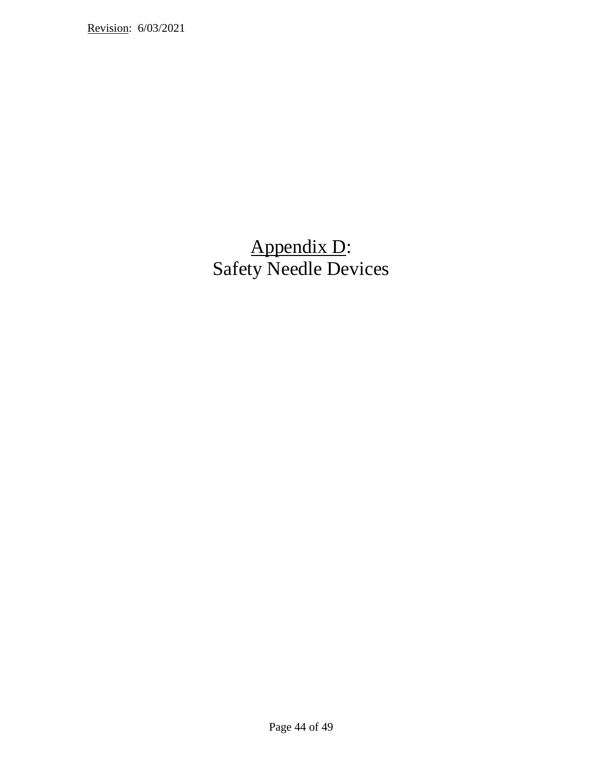# Appendix D: Safety Needle Devices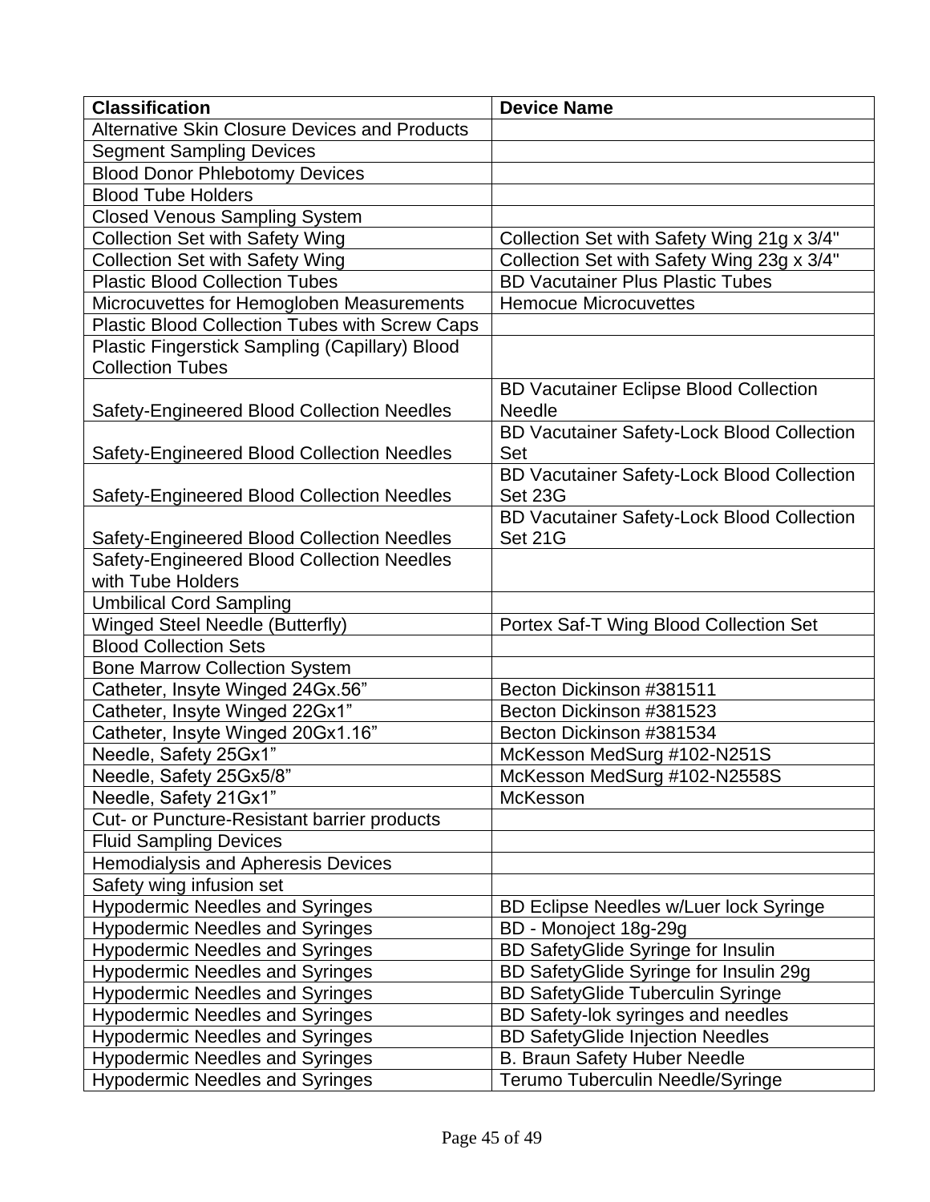| Classification | Device Name |
| --- | --- |
| Alternative Skin Closure Devices and Products | |
| Segment Sampling Devices | |
| Blood Donor Phlebotomy Devices | |
| Blood Tube Holders | |
| Closed Venous Sampling System | |
| Collection Set with Safety Wing | Collection Set with Safety Wing 21g x 3/4" |
| Collection Set with Safety Wing | Collection Set with Safety Wing 23g x 3/4" |
| Plastic Blood Collection Tubes | BD Vacutainer Plus Plastic Tubes |
| Microcuvettes for Hemogloben Measurements | Hemocue Microcuvettes |
| Plastic Blood Collection Tubes with Screw Caps | |
| Plastic Fingerstick Sampling (Capillary) Blood Collection Tubes | |
| Safety-Engineered Blood Collection Needles | BD Vacutainer Eclipse Blood Collection Needle |
| Safety-Engineered Blood Collection Needles | BD Vacutainer Safety-Lock Blood Collection Set |
| Safety-Engineered Blood Collection Needles | BD Vacutainer Safety-Lock Blood Collection Set 23G |
| Safety-Engineered Blood Collection Needles | BD Vacutainer Safety-Lock Blood Collection Set 21G |
| Safety-Engineered Blood Collection Needles with Tube Holders | |
| Umbilical Cord Sampling | |
| Winged Steel Needle (Butterfly) | Portex Saf-T Wing Blood Collection Set |
| Blood Collection Sets | |
| Bone Marrow Collection System | |
| Catheter, Insyte Winged 24Gx.56” | Becton Dickinson #381511 |
| Catheter, Insyte Winged 22Gx1” | Becton Dickinson #381523 |
| Catheter, Insyte Winged 20Gx1.16” | Becton Dickinson #381534 |
| Needle, Safety 25Gx1” | McKesson MedSurg #102-N251S |
| Needle, Safety 25Gx5/8” | McKesson MedSurg #102-N2558S |
| Needle, Safety 21Gx1” | McKesson |
| Cut- or Puncture-Resistant barrier products | |
| Fluid Sampling Devices | |
| Hemodialysis and Apheresis Devices | |
| Safety wing infusion set | |
| Hypodermic Needles and Syringes | BD Eclipse Needles w/Luer lock Syringe |
| Hypodermic Needles and Syringes | BD - Monoject 18g-29g |
| Hypodermic Needles and Syringes | BD SafetyGlide Syringe for Insulin |
| Hypodermic Needles and Syringes | BD SafetyGlide Syringe for Insulin 29g |
| Hypodermic Needles and Syringes | BD SafetyGlide Tuberculin Syringe |
| Hypodermic Needles and Syringes | BD Safety-lok syringes and needles |
| Hypodermic Needles and Syringes | BD SafetyGlide Injection Needles |
| Hypodermic Needles and Syringes | B. Braun Safety Huber Needle |
| Hypodermic Needles and Syringes | Terumo Tuberculin Needle/Syringe |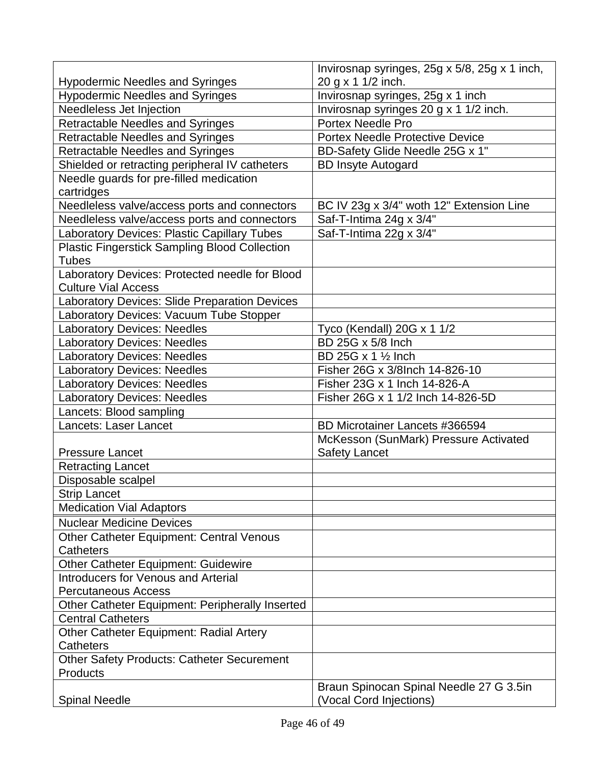| Hypodermic Needles and Syringes | Invirosnap syringes, 25g x 5/8, 25g x 1 inch, 20 g x 1 1/2 inch. |
|---|---|
| Hypodermic Needles and Syringes | Invirosnap syringes, 25g x 1 inch |
| Needleless Jet Injection | Invirosnap syringes 20 g x 1 1/2 inch. |
| Retractable Needles and Syringes | Portex Needle Pro |
| Retractable Needles and Syringes | Portex Needle Protective Device |
| Retractable Needles and Syringes | BD-Safety Glide Needle 25G x 1" |
| Shielded or retracting peripheral IV catheters | BD Insyte Autogard |
| Needle guards for pre-filled medication cartridges | |
| Needleless valve/access ports and connectors | BC IV 23g x 3/4" woth 12" Extension Line |
| Needleless valve/access ports and connectors | Saf-T-Intima 24g x 3/4" |
| Laboratory Devices: Plastic Capillary Tubes | Saf-T-Intima 22g x 3/4" |
| Plastic Fingerstick Sampling Blood Collection Tubes | |
| Laboratory Devices: Protected needle for Blood Culture Vial Access | |
| Laboratory Devices: Slide Preparation Devices | |
| Laboratory Devices: Vacuum Tube Stopper | |
| Laboratory Devices: Needles | Tyco (Kendall) 20G x 1 1/2 |
| Laboratory Devices: Needles | BD 25G x 5/8 Inch |
| Laboratory Devices: Needles | BD 25G x 1 ½ Inch |
| Laboratory Devices: Needles | Fisher 26G x 3/8Inch 14-826-10 |
| Laboratory Devices: Needles | Fisher 23G x 1 Inch 14-826-A |
| Laboratory Devices: Needles | Fisher 26G x 1 1/2 Inch 14-826-5D |
| Lancets: Blood sampling | |
| Lancets: Laser Lancet | BD Microtainer Lancets #366594 |
| Pressure Lancet | McKesson (SunMark) Pressure Activated Safety Lancet |
| Retracting Lancet | |
| Disposable scalpel | |
| Strip Lancet | |
| Medication Vial Adaptors | |
| Nuclear Medicine Devices | |
| Other Catheter Equipment: Central Venous Catheters | |
| Other Catheter Equipment: Guidewire | |
| Introducers for Venous and Arterial Percutaneous Access | |
| Other Catheter Equipment: Peripherally Inserted | |
| Central Catheters | |
| Other Catheter Equipment: Radial Artery Catheters | |
| Other Safety Products: Catheter Securement Products | |
| Spinal Needle | Braun Spinocan Spinal Needle 27 G 3.5in (Vocal Cord Injections) |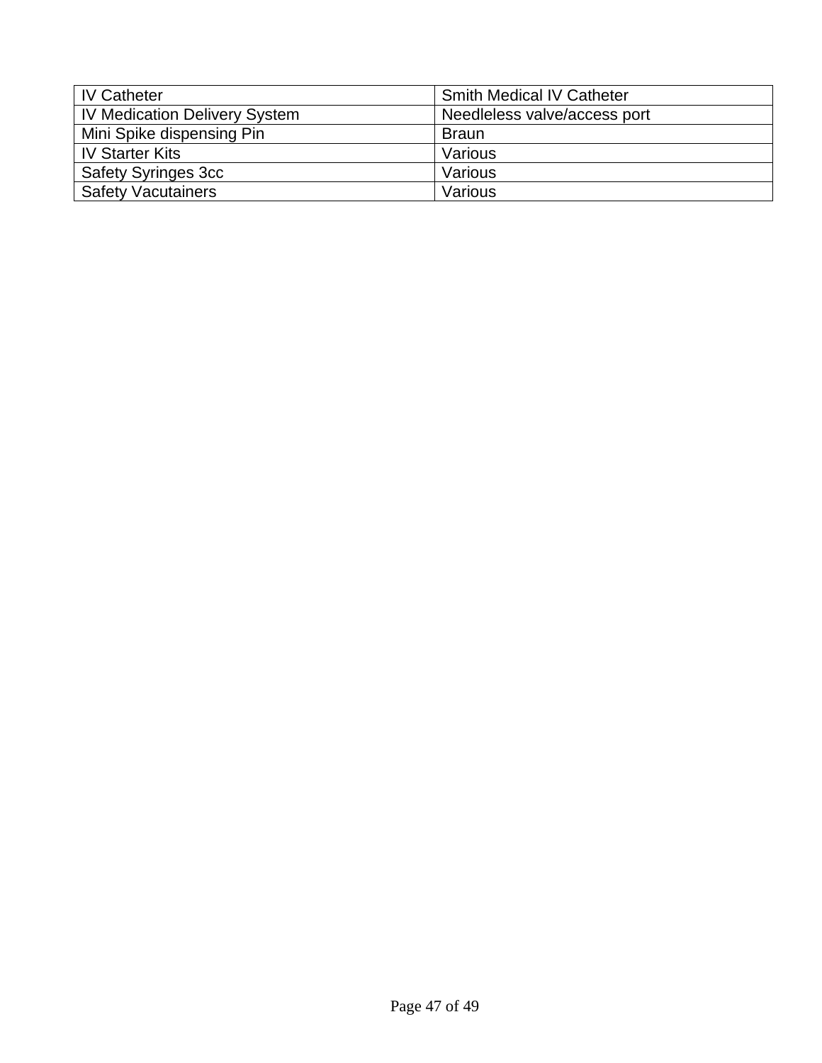| IV Catheter | Smith Medical IV Catheter |
|---|---|
| IV Medication Delivery System | Needleless valve/access port |
| Mini Spike dispensing Pin | Braun |
| IV Starter Kits | Various |
| Safety Syringes 3cc | Various |
| Safety Vacutainers | Various |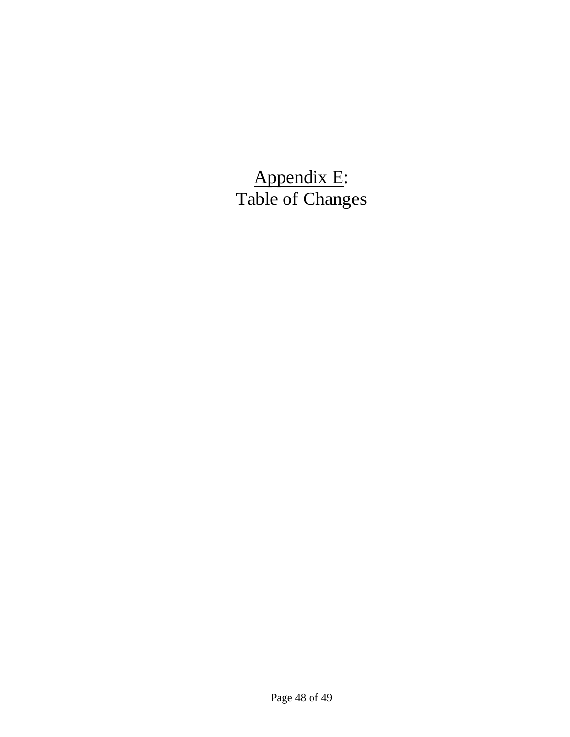# Appendix E: Table of Changes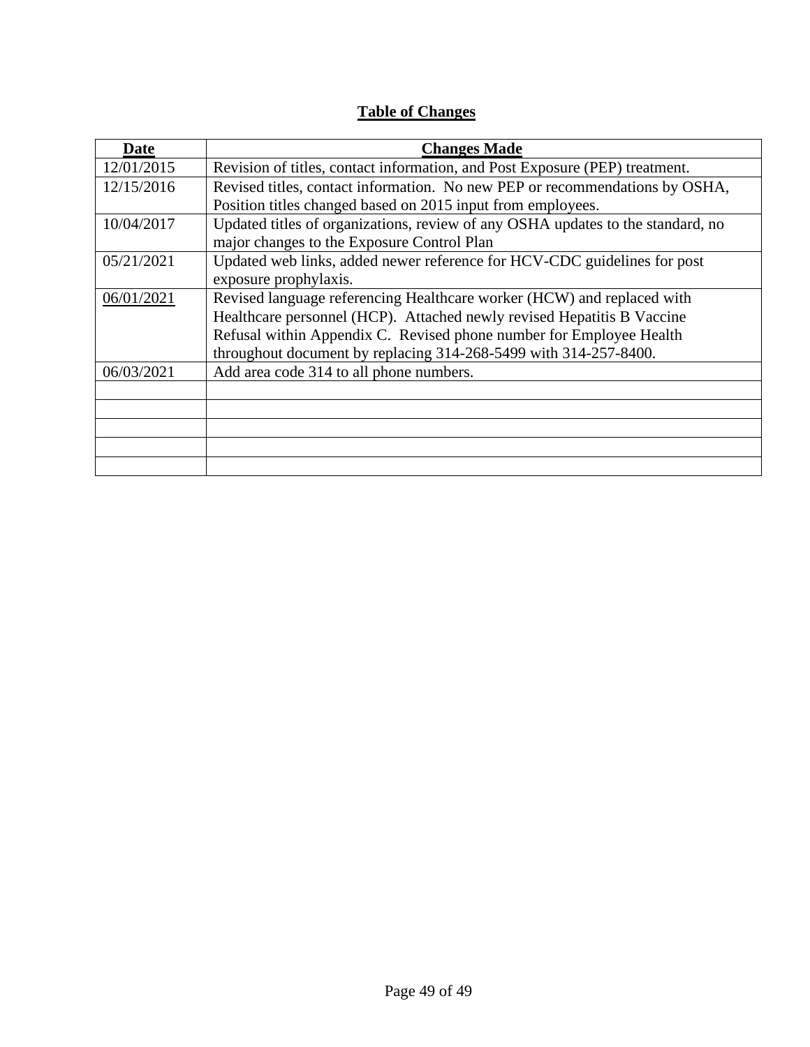**Table of Changes**

| Date | Changes Made |
|---|---|
| 12/01/2015 | Revision of titles, contact information, and Post Exposure (PEP) treatment. |
| 12/15/2016 | Revised titles, contact information. No new PEP or recommendations by OSHA, Position titles changed based on 2015 input from employees. |
| 10/04/2017 | Updated titles of organizations, review of any OSHA updates to the standard, no major changes to the Exposure Control Plan |
| 05/21/2021 | Updated web links, added newer reference for HCV-CDC guidelines for post exposure prophylaxis. |
| 06/01/2021 | Revised language referencing Healthcare worker (HCW) and replaced with Healthcare personnel (HCP). Attached newly revised Hepatitis B Vaccine Refusal within Appendix C. Revised phone number for Employee Health throughout document by replacing 314-268-5499 with 314-257-8400. |
| 06/03/2021 | Add area code 314 to all phone numbers. |
| | |
| | |
| | |
| | |
| | |